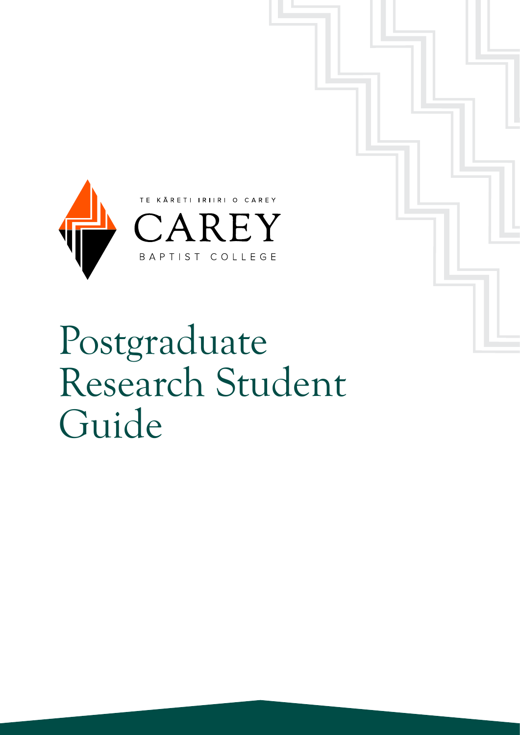TE KĀRETI IRIIRI O CAREY

CAREY

BAPTIST COLLEGE

# Postgraduate Research Student Guide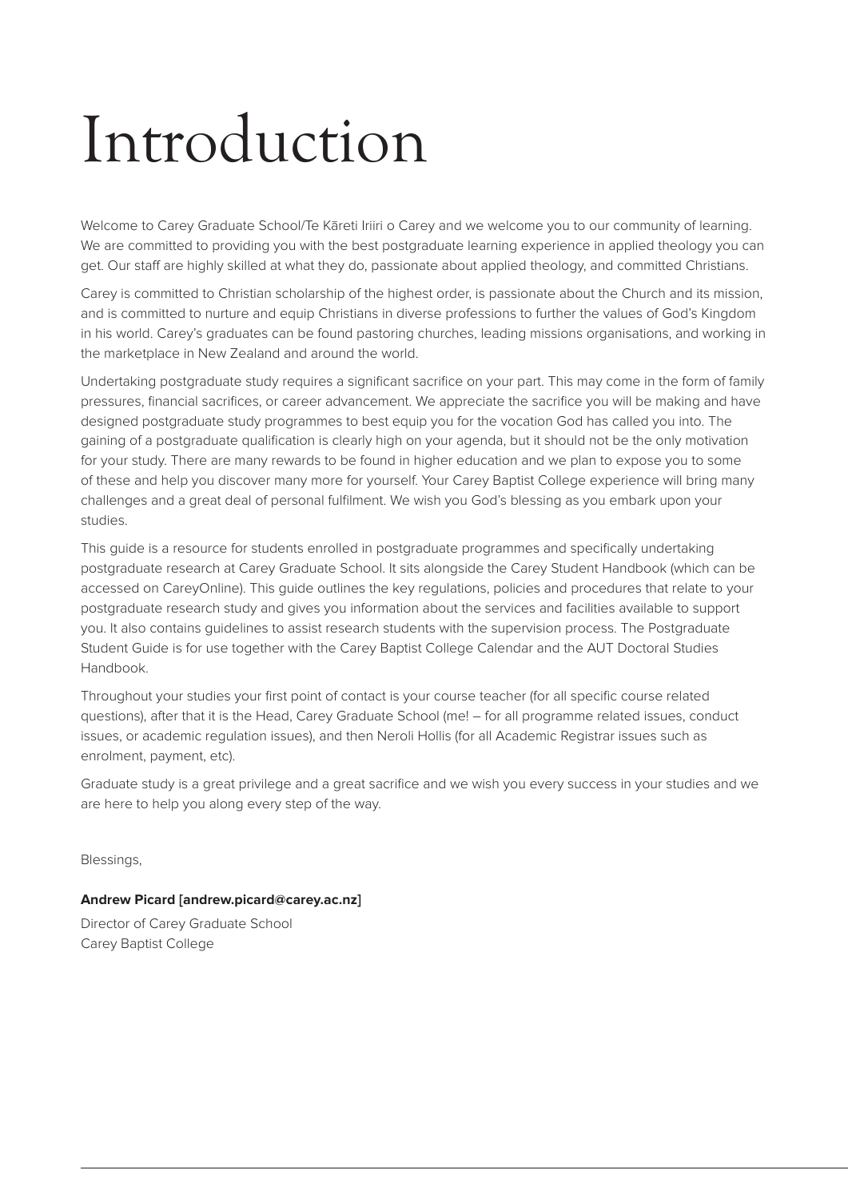# Introduction

Welcome to Carey Graduate School/Te Kāreti Iriiri o Carey and we welcome you to our community of learning. We are committed to providing you with the best postgraduate learning experience in applied theology you can get. Our staff are highly skilled at what they do, passionate about applied theology, and committed Christians.

Carey is committed to Christian scholarship of the highest order, is passionate about the Church and its mission, and is committed to nurture and equip Christians in diverse professions to further the values of God's Kingdom in his world. Carey's graduates can be found pastoring churches, leading missions organisations, and working in the marketplace in New Zealand and around the world.

Undertaking postgraduate study requires a significant sacrifice on your part. This may come in the form of family pressures, financial sacrifices, or career advancement. We appreciate the sacrifice you will be making and have designed postgraduate study programmes to best equip you for the vocation God has called you into. The gaining of a postgraduate qualification is clearly high on your agenda, but it should not be the only motivation for your study. There are many rewards to be found in higher education and we plan to expose you to some of these and help you discover many more for yourself. Your Carey Baptist College experience will bring many challenges and a great deal of personal fulfilment. We wish you God's blessing as you embark upon your studies.

This guide is a resource for students enrolled in postgraduate programmes and specifically undertaking postgraduate research at Carey Graduate School. It sits alongside the Carey Student Handbook (which can be accessed on CareyOnline). This guide outlines the key regulations, policies and procedures that relate to your postgraduate research study and gives you information about the services and facilities available to support you. It also contains guidelines to assist research students with the supervision process. The Postgraduate Student Guide is for use together with the Carey Baptist College Calendar and the AUT Doctoral Studies Handbook.

Throughout your studies your first point of contact is your course teacher (for all specific course related questions), after that it is the Head, Carey Graduate School (me! – for all programme related issues, conduct issues, or academic regulation issues), and then Neroli Hollis (for all Academic Registrar issues such as enrolment, payment, etc).

Graduate study is a great privilege and a great sacrifice and we wish you every success in your studies and we are here to help you along every step of the way.

Blessings,

**Andrew Picard [andrew.picard@carey.ac.nz]**

Director of Carey Graduate School
Carey Baptist College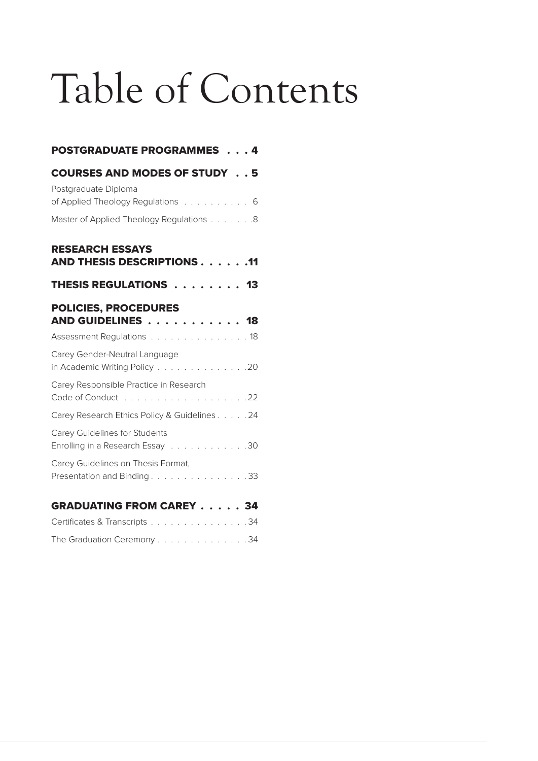# Table of Contents

**POSTGRADUATE PROGRAMMES . . . 4**

**COURSES AND MODES OF STUDY . . 5**

Postgraduate Diploma of Applied Theology Regulations . . . . . . . . . . 6

Master of Applied Theology Regulations . . . . . . .8

**RESEARCH ESSAYS AND THESIS DESCRIPTIONS . . . . . .11**

**THESIS REGULATIONS . . . . . . . . 13**

**POLICIES, PROCEDURES AND GUIDELINES . . . . . . . . . . . 18**

Assessment Regulations . . . . . . . . . . . . . . . 18

Carey Gender-Neutral Language in Academic Writing Policy . . . . . . . . . . . . . .20

Carey Responsible Practice in Research Code of Conduct . . . . . . . . . . . . . . . . . . .22

Carey Research Ethics Policy & Guidelines . . . . . 24

Carey Guidelines for Students Enrolling in a Research Essay . . . . . . . . . . . .30

Carey Guidelines on Thesis Format, Presentation and Binding . . . . . . . . . . . . . . .33

**GRADUATING FROM CAREY . . . . . 34**

Certificates & Transcripts . . . . . . . . . . . . . . .34

The Graduation Ceremony . . . . . . . . . . . . . .34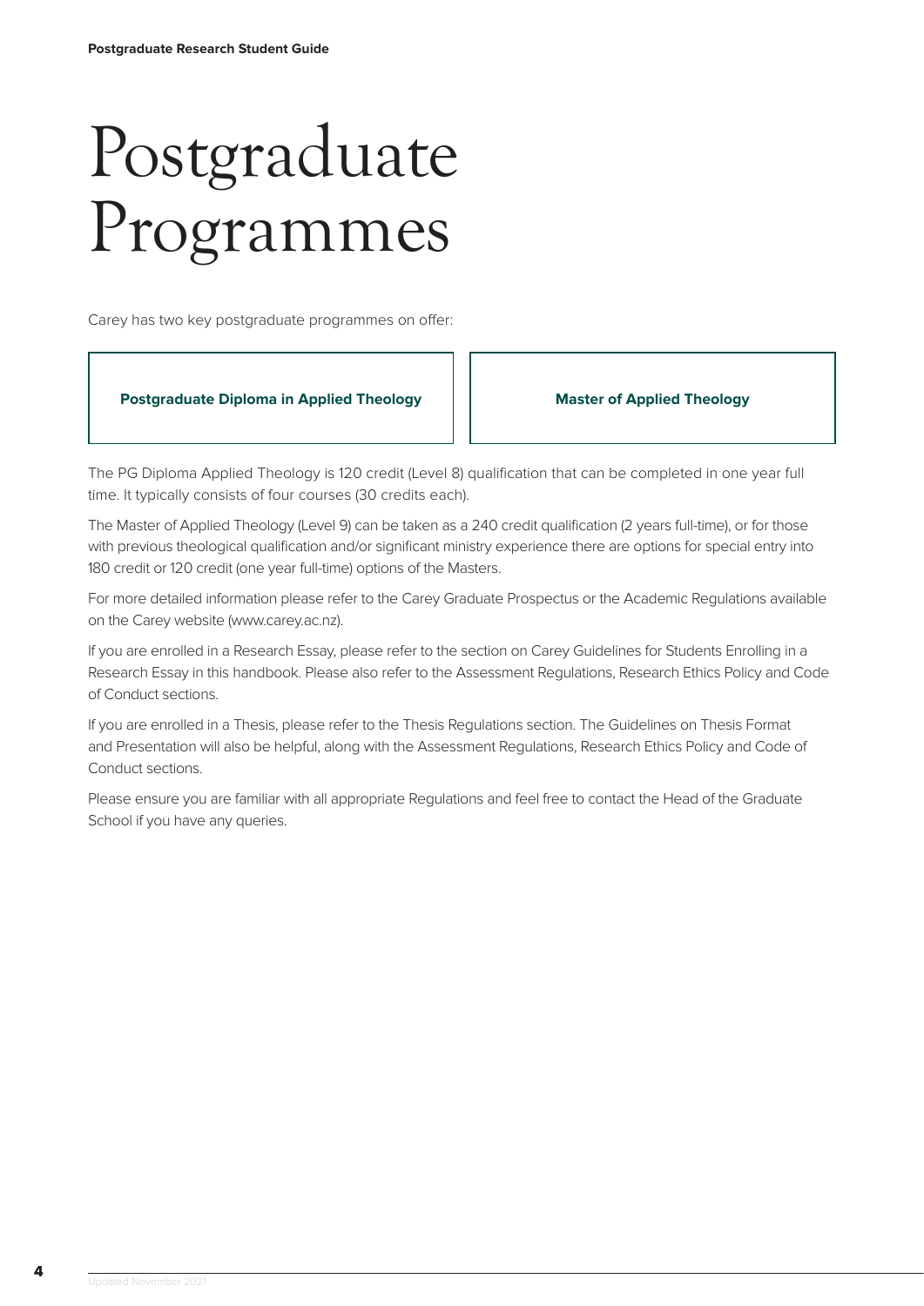# Postgraduate Programmes

Carey has two key postgraduate programmes on offer:

| **Postgraduate Diploma in Applied Theology** | **Master of Applied Theology** |
| --- | --- |

The PG Diploma Applied Theology is 120 credit (Level 8) qualification that can be completed in one year full time. It typically consists of four courses (30 credits each).

The Master of Applied Theology (Level 9) can be taken as a 240 credit qualification (2 years full-time), or for those with previous theological qualification and/or significant ministry experience there are options for special entry into 180 credit or 120 credit (one year full-time) options of the Masters.

For more detailed information please refer to the Carey Graduate Prospectus or the Academic Regulations available on the Carey website (www.carey.ac.nz).

If you are enrolled in a Research Essay, please refer to the section on Carey Guidelines for Students Enrolling in a Research Essay in this handbook. Please also refer to the Assessment Regulations, Research Ethics Policy and Code of Conduct sections.

If you are enrolled in a Thesis, please refer to the Thesis Regulations section. The Guidelines on Thesis Format and Presentation will also be helpful, along with the Assessment Regulations, Research Ethics Policy and Code of Conduct sections.

Please ensure you are familiar with all appropriate Regulations and feel free to contact the Head of the Graduate School if you have any queries.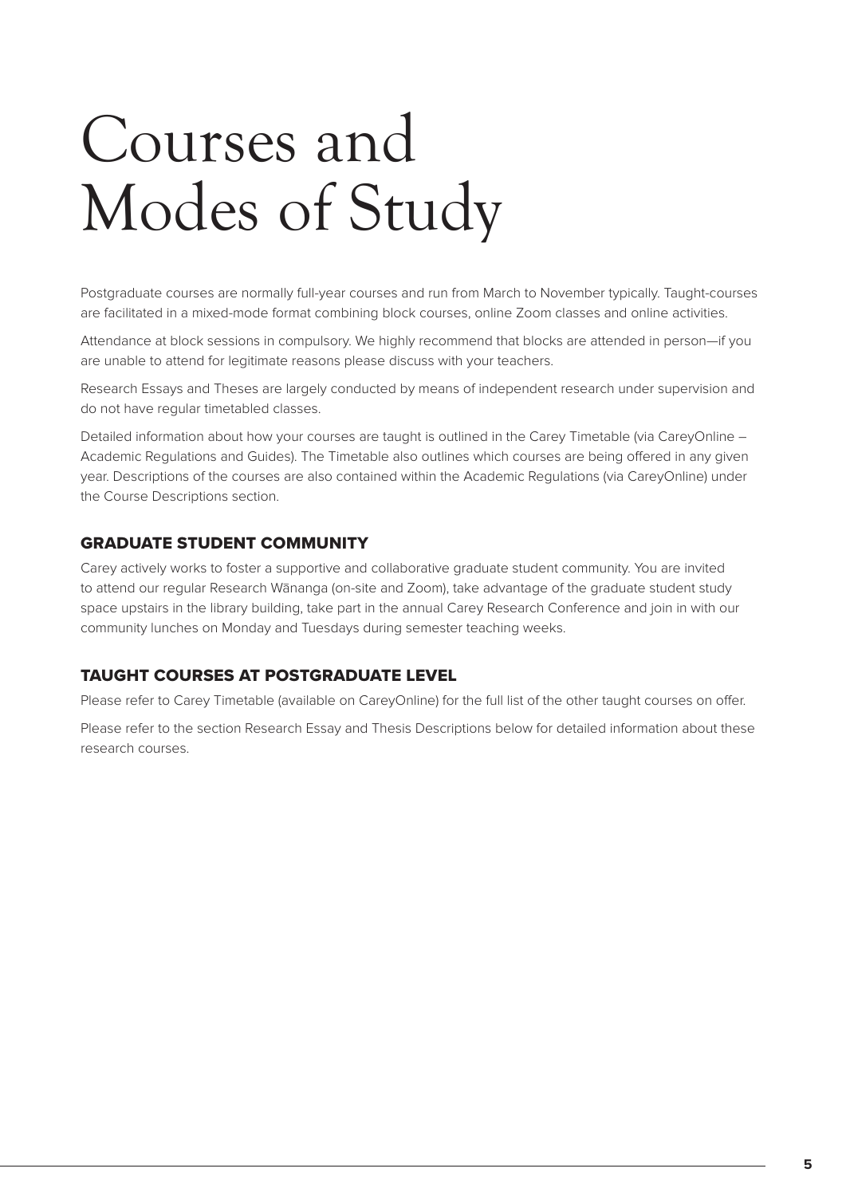# Courses and Modes of Study

Postgraduate courses are normally full-year courses and run from March to November typically. Taught-courses are facilitated in a mixed-mode format combining block courses, online Zoom classes and online activities.

Attendance at block sessions in compulsory. We highly recommend that blocks are attended in person—if you are unable to attend for legitimate reasons please discuss with your teachers.

Research Essays and Theses are largely conducted by means of independent research under supervision and do not have regular timetabled classes.

Detailed information about how your courses are taught is outlined in the Carey Timetable (via CareyOnline – Academic Regulations and Guides). The Timetable also outlines which courses are being offered in any given year. Descriptions of the courses are also contained within the Academic Regulations (via CareyOnline) under the Course Descriptions section.

## GRADUATE STUDENT COMMUNITY

Carey actively works to foster a supportive and collaborative graduate student community. You are invited to attend our regular Research Wānanga (on-site and Zoom), take advantage of the graduate student study space upstairs in the library building, take part in the annual Carey Research Conference and join in with our community lunches on Monday and Tuesdays during semester teaching weeks.

## TAUGHT COURSES AT POSTGRADUATE LEVEL

Please refer to Carey Timetable (available on CareyOnline) for the full list of the other taught courses on offer.

Please refer to the section Research Essay and Thesis Descriptions below for detailed information about these research courses.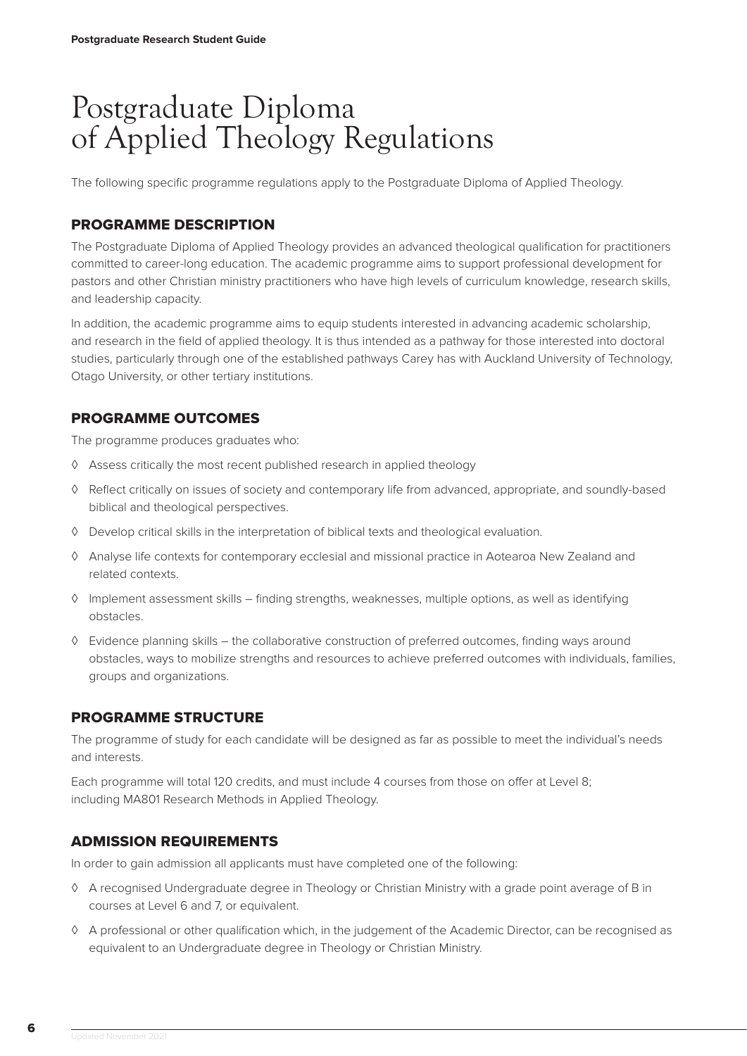# Postgraduate Diploma of Applied Theology Regulations

The following specific programme regulations apply to the Postgraduate Diploma of Applied Theology.

## PROGRAMME DESCRIPTION

The Postgraduate Diploma of Applied Theology provides an advanced theological qualification for practitioners committed to career-long education. The academic programme aims to support professional development for pastors and other Christian ministry practitioners who have high levels of curriculum knowledge, research skills, and leadership capacity.

In addition, the academic programme aims to equip students interested in advancing academic scholarship, and research in the field of applied theology. It is thus intended as a pathway for those interested into doctoral studies, particularly through one of the established pathways Carey has with Auckland University of Technology, Otago University, or other tertiary institutions.

## PROGRAMME OUTCOMES

The programme produces graduates who:

- Assess critically the most recent published research in applied theology
- Reflect critically on issues of society and contemporary life from advanced, appropriate, and soundly-based biblical and theological perspectives.
- Develop critical skills in the interpretation of biblical texts and theological evaluation.
- Analyse life contexts for contemporary ecclesial and missional practice in Aotearoa New Zealand and related contexts.
- Implement assessment skills – finding strengths, weaknesses, multiple options, as well as identifying obstacles.
- Evidence planning skills – the collaborative construction of preferred outcomes, finding ways around obstacles, ways to mobilize strengths and resources to achieve preferred outcomes with individuals, families, groups and organizations.

## PROGRAMME STRUCTURE

The programme of study for each candidate will be designed as far as possible to meet the individual's needs and interests.

Each programme will total 120 credits, and must include 4 courses from those on offer at Level 8; including MA801 Research Methods in Applied Theology.

## ADMISSION REQUIREMENTS

In order to gain admission all applicants must have completed one of the following:

- A recognised Undergraduate degree in Theology or Christian Ministry with a grade point average of B in courses at Level 6 and 7, or equivalent.
- A professional or other qualification which, in the judgement of the Academic Director, can be recognised as equivalent to an Undergraduate degree in Theology or Christian Ministry.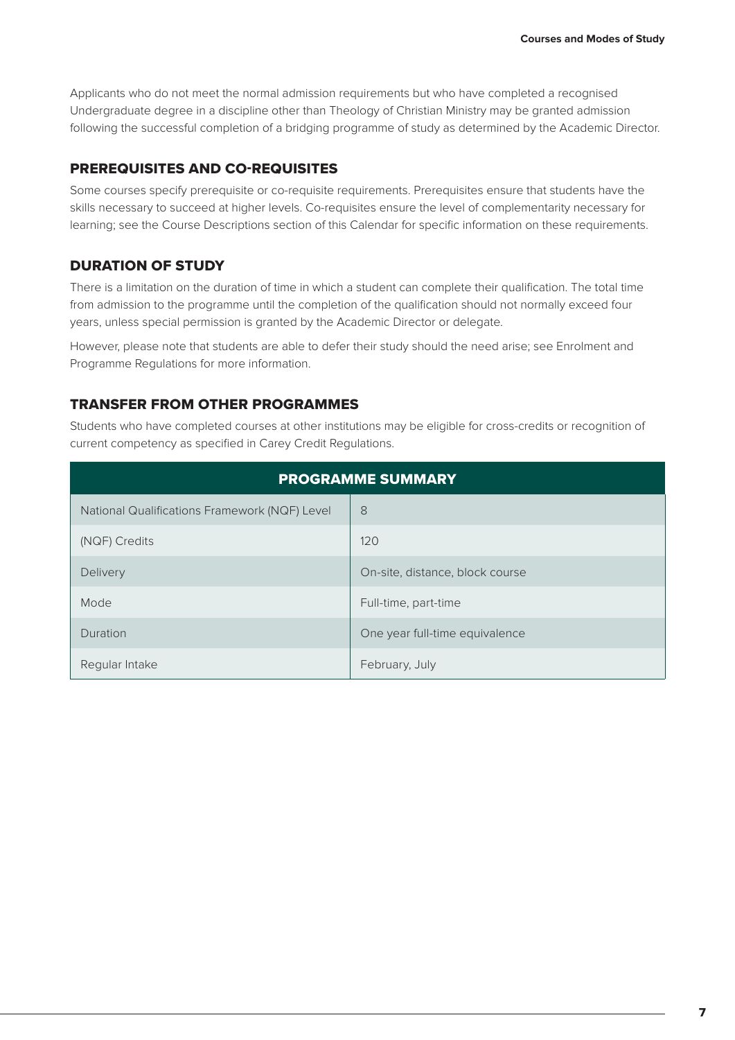Applicants who do not meet the normal admission requirements but who have completed a recognised Undergraduate degree in a discipline other than Theology of Christian Ministry may be granted admission following the successful completion of a bridging programme of study as determined by the Academic Director.

## PREREQUISITES AND CO-REQUISITES

Some courses specify prerequisite or co-requisite requirements. Prerequisites ensure that students have the skills necessary to succeed at higher levels. Co-requisites ensure the level of complementarity necessary for learning; see the Course Descriptions section of this Calendar for specific information on these requirements.

## DURATION OF STUDY

There is a limitation on the duration of time in which a student can complete their qualification. The total time from admission to the programme until the completion of the qualification should not normally exceed four years, unless special permission is granted by the Academic Director or delegate.

However, please note that students are able to defer their study should the need arise; see Enrolment and Programme Regulations for more information.

## TRANSFER FROM OTHER PROGRAMMES

Students who have completed courses at other institutions may be eligible for cross-credits or recognition of current competency as specified in Carey Credit Regulations.

| PROGRAMME SUMMARY | |
|---|---|
| National Qualifications Framework (NQF) Level | 8 |
| (NQF) Credits | 120 |
| Delivery | On-site, distance, block course |
| Mode | Full-time, part-time |
| Duration | One year full-time equivalence |
| Regular Intake | February, July |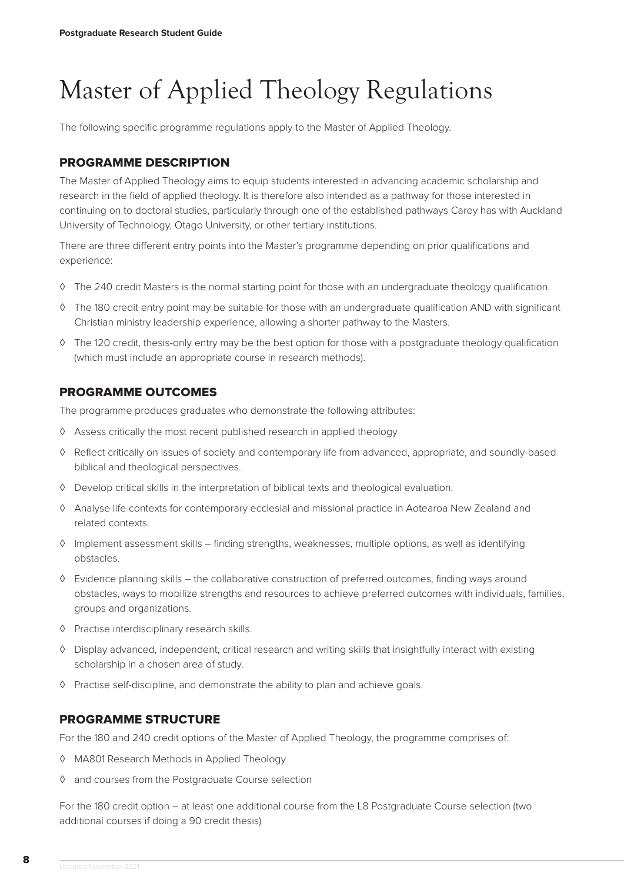# Master of Applied Theology Regulations

The following specific programme regulations apply to the Master of Applied Theology.

## PROGRAMME DESCRIPTION

The Master of Applied Theology aims to equip students interested in advancing academic scholarship and research in the field of applied theology. It is therefore also intended as a pathway for those interested in continuing on to doctoral studies, particularly through one of the established pathways Carey has with Auckland University of Technology, Otago University, or other tertiary institutions.

There are three different entry points into the Master's programme depending on prior qualifications and experience:

- The 240 credit Masters is the normal starting point for those with an undergraduate theology qualification.
- The 180 credit entry point may be suitable for those with an undergraduate qualification AND with significant Christian ministry leadership experience, allowing a shorter pathway to the Masters.
- The 120 credit, thesis-only entry may be the best option for those with a postgraduate theology qualification (which must include an appropriate course in research methods).

## PROGRAMME OUTCOMES

The programme produces graduates who demonstrate the following attributes:

- Assess critically the most recent published research in applied theology
- Reflect critically on issues of society and contemporary life from advanced, appropriate, and soundly-based biblical and theological perspectives.
- Develop critical skills in the interpretation of biblical texts and theological evaluation.
- Analyse life contexts for contemporary ecclesial and missional practice in Aotearoa New Zealand and related contexts.
- Implement assessment skills – finding strengths, weaknesses, multiple options, as well as identifying obstacles.
- Evidence planning skills – the collaborative construction of preferred outcomes, finding ways around obstacles, ways to mobilize strengths and resources to achieve preferred outcomes with individuals, families, groups and organizations.
- Practise interdisciplinary research skills.
- Display advanced, independent, critical research and writing skills that insightfully interact with existing scholarship in a chosen area of study.
- Practise self-discipline, and demonstrate the ability to plan and achieve goals.

## PROGRAMME STRUCTURE

For the 180 and 240 credit options of the Master of Applied Theology, the programme comprises of:

- MA801 Research Methods in Applied Theology
- and courses from the Postgraduate Course selection

For the 180 credit option – at least one additional course from the L8 Postgraduate Course selection (two additional courses if doing a 90 credit thesis)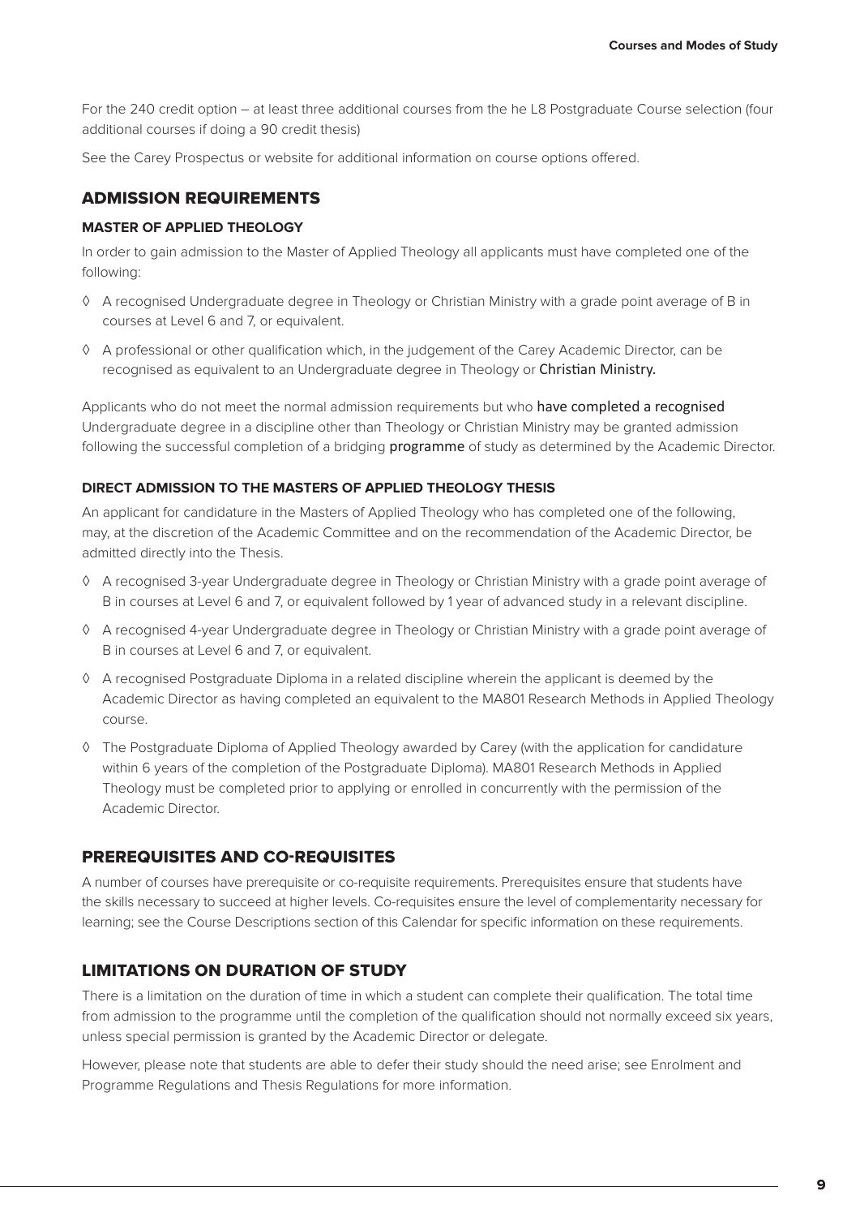For the 240 credit option – at least three additional courses from the he L8 Postgraduate Course selection (four additional courses if doing a 90 credit thesis)

See the Carey Prospectus or website for additional information on course options offered.

## ADMISSION REQUIREMENTS

### MASTER OF APPLIED THEOLOGY

In order to gain admission to the Master of Applied Theology all applicants must have completed one of the following:

- ◊ A recognised Undergraduate degree in Theology or Christian Ministry with a grade point average of B in courses at Level 6 and 7, or equivalent.
- ◊ A professional or other qualification which, in the judgement of the Carey Academic Director, can be recognised as equivalent to an Undergraduate degree in Theology or Christian Ministry.

Applicants who do not meet the normal admission requirements but who have completed a recognised Undergraduate degree in a discipline other than Theology or Christian Ministry may be granted admission following the successful completion of a bridging programme of study as determined by the Academic Director.

### DIRECT ADMISSION TO THE MASTERS OF APPLIED THEOLOGY THESIS

An applicant for candidature in the Masters of Applied Theology who has completed one of the following, may, at the discretion of the Academic Committee and on the recommendation of the Academic Director, be admitted directly into the Thesis.

- ◊ A recognised 3-year Undergraduate degree in Theology or Christian Ministry with a grade point average of B in courses at Level 6 and 7, or equivalent followed by 1 year of advanced study in a relevant discipline.
- ◊ A recognised 4-year Undergraduate degree in Theology or Christian Ministry with a grade point average of B in courses at Level 6 and 7, or equivalent.
- ◊ A recognised Postgraduate Diploma in a related discipline wherein the applicant is deemed by the Academic Director as having completed an equivalent to the MA801 Research Methods in Applied Theology course.
- ◊ The Postgraduate Diploma of Applied Theology awarded by Carey (with the application for candidature within 6 years of the completion of the Postgraduate Diploma). MA801 Research Methods in Applied Theology must be completed prior to applying or enrolled in concurrently with the permission of the Academic Director.

## PREREQUISITES AND CO-REQUISITES

A number of courses have prerequisite or co-requisite requirements. Prerequisites ensure that students have the skills necessary to succeed at higher levels. Co-requisites ensure the level of complementarity necessary for learning; see the Course Descriptions section of this Calendar for specific information on these requirements.

## LIMITATIONS ON DURATION OF STUDY

There is a limitation on the duration of time in which a student can complete their qualification. The total time from admission to the programme until the completion of the qualification should not normally exceed six years, unless special permission is granted by the Academic Director or delegate.

However, please note that students are able to defer their study should the need arise; see Enrolment and Programme Regulations and Thesis Regulations for more information.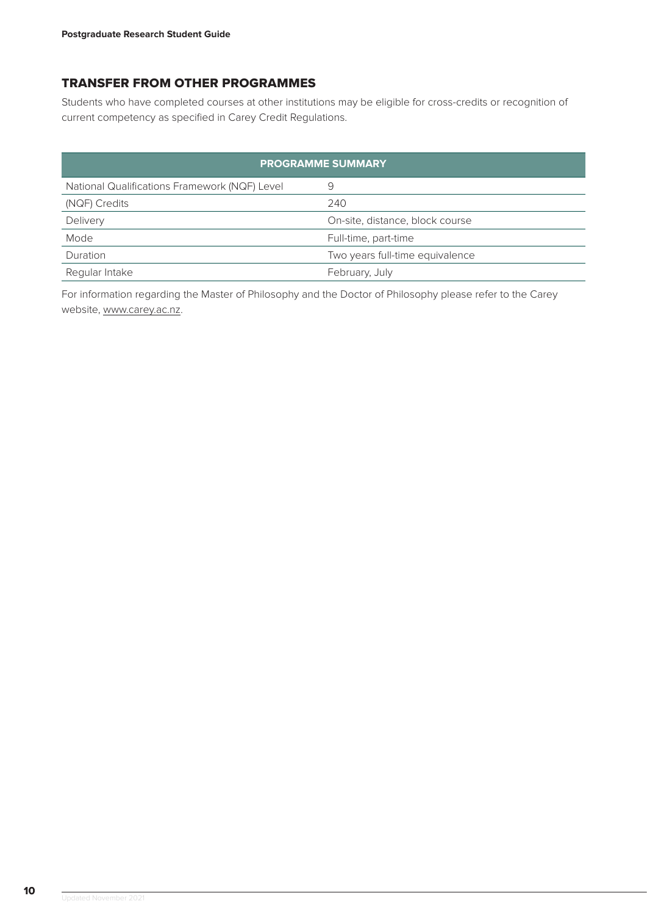## TRANSFER FROM OTHER PROGRAMMES

Students who have completed courses at other institutions may be eligible for cross-credits or recognition of current competency as specified in Carey Credit Regulations.

| PROGRAMME SUMMARY | |
|---|---|
| National Qualifications Framework (NQF) Level | 9 |
| (NQF) Credits | 240 |
| Delivery | On-site, distance, block course |
| Mode | Full-time, part-time |
| Duration | Two years full-time equivalence |
| Regular Intake | February, July |

For information regarding the Master of Philosophy and the Doctor of Philosophy please refer to the Carey website, www.carey.ac.nz.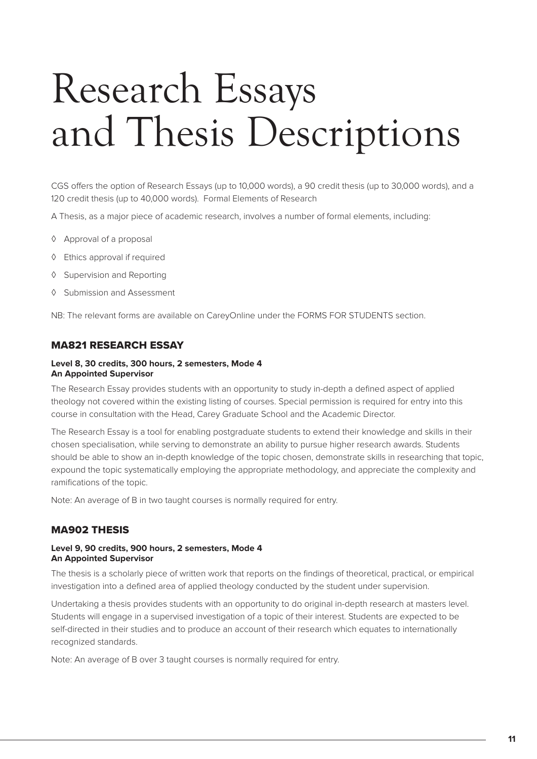# Research Essays and Thesis Descriptions

CGS offers the option of Research Essays (up to 10,000 words), a 90 credit thesis (up to 30,000 words), and a 120 credit thesis (up to 40,000 words). Formal Elements of Research

A Thesis, as a major piece of academic research, involves a number of formal elements, including:

- ◊ Approval of a proposal
- ◊ Ethics approval if required
- ◊ Supervision and Reporting
- ◊ Submission and Assessment

NB: The relevant forms are available on CareyOnline under the FORMS FOR STUDENTS section.

## MA821 RESEARCH ESSAY

**Level 8, 30 credits, 300 hours, 2 semesters, Mode 4**
**An Appointed Supervisor**

The Research Essay provides students with an opportunity to study in-depth a defined aspect of applied theology not covered within the existing listing of courses. Special permission is required for entry into this course in consultation with the Head, Carey Graduate School and the Academic Director.

The Research Essay is a tool for enabling postgraduate students to extend their knowledge and skills in their chosen specialisation, while serving to demonstrate an ability to pursue higher research awards. Students should be able to show an in-depth knowledge of the topic chosen, demonstrate skills in researching that topic, expound the topic systematically employing the appropriate methodology, and appreciate the complexity and ramifications of the topic.

Note: An average of B in two taught courses is normally required for entry.

## MA902 THESIS

**Level 9, 90 credits, 900 hours, 2 semesters, Mode 4**
**An Appointed Supervisor**

The thesis is a scholarly piece of written work that reports on the findings of theoretical, practical, or empirical investigation into a defined area of applied theology conducted by the student under supervision.

Undertaking a thesis provides students with an opportunity to do original in-depth research at masters level. Students will engage in a supervised investigation of a topic of their interest. Students are expected to be self-directed in their studies and to produce an account of their research which equates to internationally recognized standards.

Note: An average of B over 3 taught courses is normally required for entry.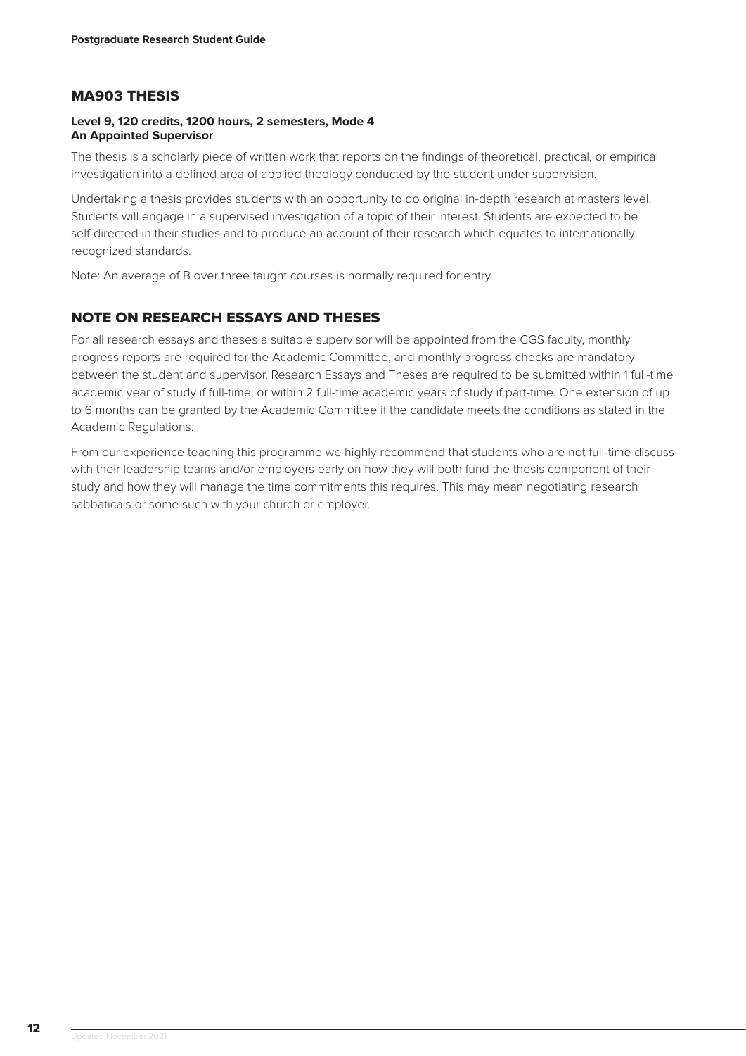## MA903 THESIS

**Level 9, 120 credits, 1200 hours, 2 semesters, Mode 4**
**An Appointed Supervisor**

The thesis is a scholarly piece of written work that reports on the findings of theoretical, practical, or empirical investigation into a defined area of applied theology conducted by the student under supervision.

Undertaking a thesis provides students with an opportunity to do original in-depth research at masters level. Students will engage in a supervised investigation of a topic of their interest. Students are expected to be self-directed in their studies and to produce an account of their research which equates to internationally recognized standards.

Note: An average of B over three taught courses is normally required for entry.

## NOTE ON RESEARCH ESSAYS AND THESES

For all research essays and theses a suitable supervisor will be appointed from the CGS faculty, monthly progress reports are required for the Academic Committee, and monthly progress checks are mandatory between the student and supervisor. Research Essays and Theses are required to be submitted within 1 full-time academic year of study if full-time, or within 2 full-time academic years of study if part-time. One extension of up to 6 months can be granted by the Academic Committee if the candidate meets the conditions as stated in the Academic Regulations.

From our experience teaching this programme we highly recommend that students who are not full-time discuss with their leadership teams and/or employers early on how they will both fund the thesis component of their study and how they will manage the time commitments this requires. This may mean negotiating research sabbaticals or some such with your church or employer.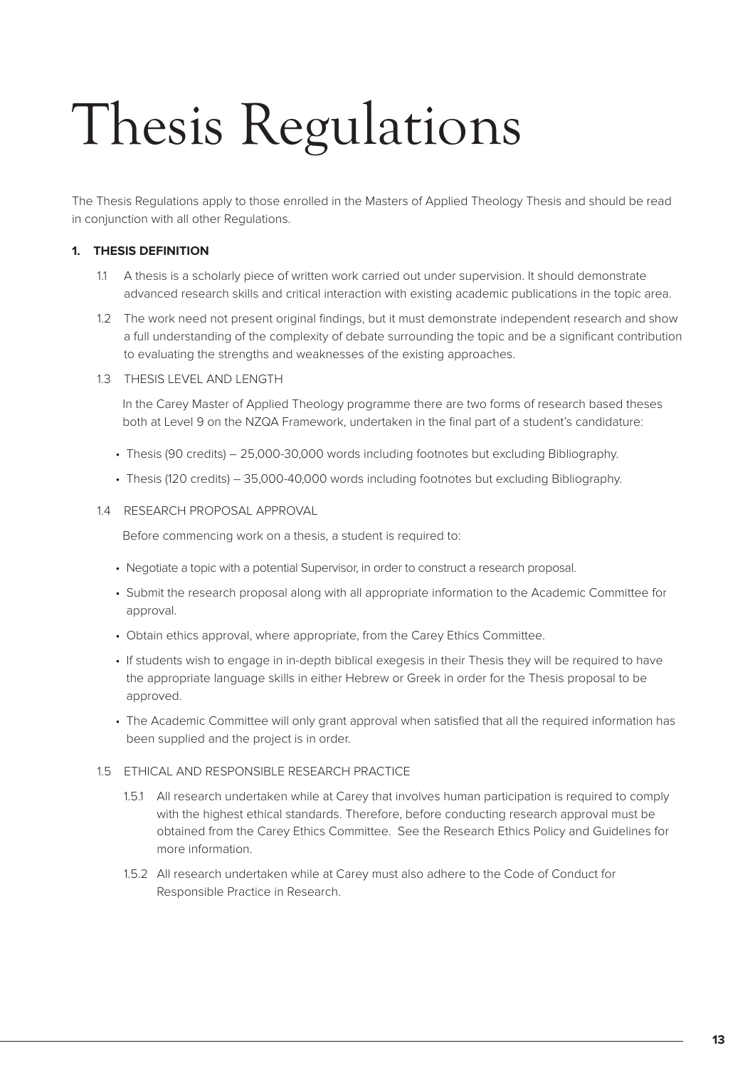# Thesis Regulations

The Thesis Regulations apply to those enrolled in the Masters of Applied Theology Thesis and should be read in conjunction with all other Regulations.

## 1. THESIS DEFINITION

1.1 A thesis is a scholarly piece of written work carried out under supervision. It should demonstrate advanced research skills and critical interaction with existing academic publications in the topic area.

1.2 The work need not present original findings, but it must demonstrate independent research and show a full understanding of the complexity of debate surrounding the topic and be a significant contribution to evaluating the strengths and weaknesses of the existing approaches.

1.3 THESIS LEVEL AND LENGTH

In the Carey Master of Applied Theology programme there are two forms of research based theses both at Level 9 on the NZQA Framework, undertaken in the final part of a student's candidature:

- Thesis (90 credits) – 25,000-30,000 words including footnotes but excluding Bibliography.
- Thesis (120 credits) – 35,000-40,000 words including footnotes but excluding Bibliography.

1.4 RESEARCH PROPOSAL APPROVAL

Before commencing work on a thesis, a student is required to:

- Negotiate a topic with a potential Supervisor, in order to construct a research proposal.
- Submit the research proposal along with all appropriate information to the Academic Committee for approval.
- Obtain ethics approval, where appropriate, from the Carey Ethics Committee.
- If students wish to engage in in-depth biblical exegesis in their Thesis they will be required to have the appropriate language skills in either Hebrew or Greek in order for the Thesis proposal to be approved.
- The Academic Committee will only grant approval when satisfied that all the required information has been supplied and the project is in order.

1.5 ETHICAL AND RESPONSIBLE RESEARCH PRACTICE

1.5.1 All research undertaken while at Carey that involves human participation is required to comply with the highest ethical standards. Therefore, before conducting research approval must be obtained from the Carey Ethics Committee. See the Research Ethics Policy and Guidelines for more information.

1.5.2 All research undertaken while at Carey must also adhere to the Code of Conduct for Responsible Practice in Research.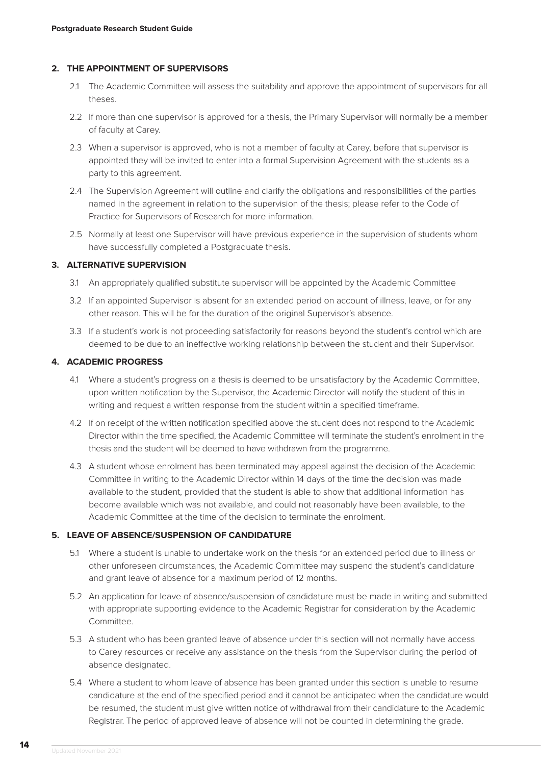## 2. THE APPOINTMENT OF SUPERVISORS

2.1 The Academic Committee will assess the suitability and approve the appointment of supervisors for all theses.

2.2 If more than one supervisor is approved for a thesis, the Primary Supervisor will normally be a member of faculty at Carey.

2.3 When a supervisor is approved, who is not a member of faculty at Carey, before that supervisor is appointed they will be invited to enter into a formal Supervision Agreement with the students as a party to this agreement.

2.4 The Supervision Agreement will outline and clarify the obligations and responsibilities of the parties named in the agreement in relation to the supervision of the thesis; please refer to the Code of Practice for Supervisors of Research for more information.

2.5 Normally at least one Supervisor will have previous experience in the supervision of students whom have successfully completed a Postgraduate thesis.

## 3. ALTERNATIVE SUPERVISION

3.1 An appropriately qualified substitute supervisor will be appointed by the Academic Committee

3.2 If an appointed Supervisor is absent for an extended period on account of illness, leave, or for any other reason. This will be for the duration of the original Supervisor's absence.

3.3 If a student's work is not proceeding satisfactorily for reasons beyond the student's control which are deemed to be due to an ineffective working relationship between the student and their Supervisor.

## 4. ACADEMIC PROGRESS

4.1 Where a student's progress on a thesis is deemed to be unsatisfactory by the Academic Committee, upon written notification by the Supervisor, the Academic Director will notify the student of this in writing and request a written response from the student within a specified timeframe.

4.2 If on receipt of the written notification specified above the student does not respond to the Academic Director within the time specified, the Academic Committee will terminate the student's enrolment in the thesis and the student will be deemed to have withdrawn from the programme.

4.3 A student whose enrolment has been terminated may appeal against the decision of the Academic Committee in writing to the Academic Director within 14 days of the time the decision was made available to the student, provided that the student is able to show that additional information has become available which was not available, and could not reasonably have been available, to the Academic Committee at the time of the decision to terminate the enrolment.

## 5. LEAVE OF ABSENCE/SUSPENSION OF CANDIDATURE

5.1 Where a student is unable to undertake work on the thesis for an extended period due to illness or other unforeseen circumstances, the Academic Committee may suspend the student's candidature and grant leave of absence for a maximum period of 12 months.

5.2 An application for leave of absence/suspension of candidature must be made in writing and submitted with appropriate supporting evidence to the Academic Registrar for consideration by the Academic Committee.

5.3 A student who has been granted leave of absence under this section will not normally have access to Carey resources or receive any assistance on the thesis from the Supervisor during the period of absence designated.

5.4 Where a student to whom leave of absence has been granted under this section is unable to resume candidature at the end of the specified period and it cannot be anticipated when the candidature would be resumed, the student must give written notice of withdrawal from their candidature to the Academic Registrar. The period of approved leave of absence will not be counted in determining the grade.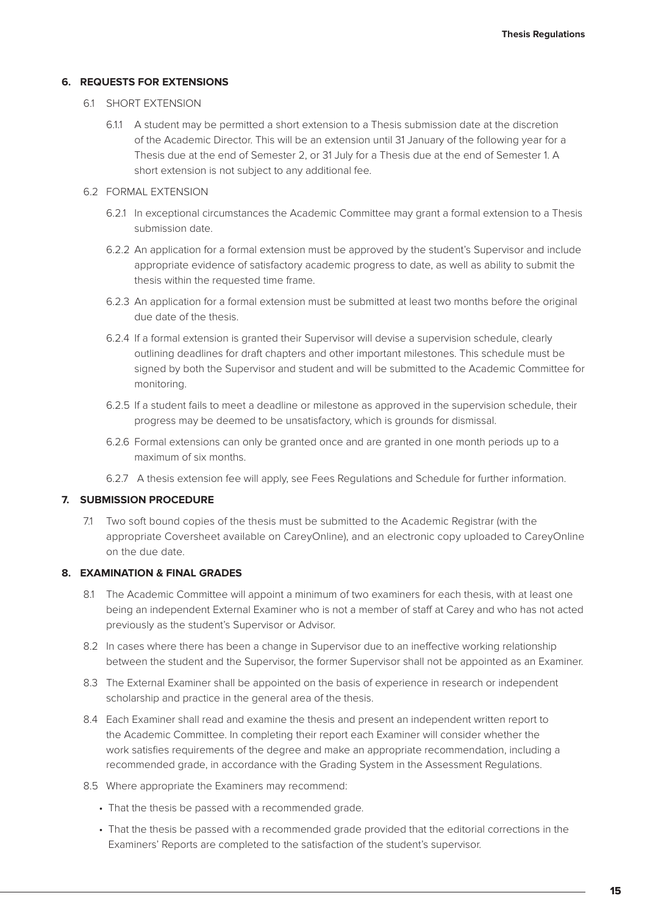## 6. REQUESTS FOR EXTENSIONS

6.1 SHORT EXTENSION

6.1.1 A student may be permitted a short extension to a Thesis submission date at the discretion of the Academic Director. This will be an extension until 31 January of the following year for a Thesis due at the end of Semester 2, or 31 July for a Thesis due at the end of Semester 1. A short extension is not subject to any additional fee.

6.2 FORMAL EXTENSION

6.2.1 In exceptional circumstances the Academic Committee may grant a formal extension to a Thesis submission date.

6.2.2 An application for a formal extension must be approved by the student's Supervisor and include appropriate evidence of satisfactory academic progress to date, as well as ability to submit the thesis within the requested time frame.

6.2.3 An application for a formal extension must be submitted at least two months before the original due date of the thesis.

6.2.4 If a formal extension is granted their Supervisor will devise a supervision schedule, clearly outlining deadlines for draft chapters and other important milestones. This schedule must be signed by both the Supervisor and student and will be submitted to the Academic Committee for monitoring.

6.2.5 If a student fails to meet a deadline or milestone as approved in the supervision schedule, their progress may be deemed to be unsatisfactory, which is grounds for dismissal.

6.2.6 Formal extensions can only be granted once and are granted in one month periods up to a maximum of six months.

6.2.7 A thesis extension fee will apply, see Fees Regulations and Schedule for further information.

## 7. SUBMISSION PROCEDURE

7.1 Two soft bound copies of the thesis must be submitted to the Academic Registrar (with the appropriate Coversheet available on CareyOnline), and an electronic copy uploaded to CareyOnline on the due date.

## 8. EXAMINATION & FINAL GRADES

8.1 The Academic Committee will appoint a minimum of two examiners for each thesis, with at least one being an independent External Examiner who is not a member of staff at Carey and who has not acted previously as the student's Supervisor or Advisor.

8.2 In cases where there has been a change in Supervisor due to an ineffective working relationship between the student and the Supervisor, the former Supervisor shall not be appointed as an Examiner.

8.3 The External Examiner shall be appointed on the basis of experience in research or independent scholarship and practice in the general area of the thesis.

8.4 Each Examiner shall read and examine the thesis and present an independent written report to the Academic Committee. In completing their report each Examiner will consider whether the work satisfies requirements of the degree and make an appropriate recommendation, including a recommended grade, in accordance with the Grading System in the Assessment Regulations.

8.5 Where appropriate the Examiners may recommend:

- That the thesis be passed with a recommended grade.
- That the thesis be passed with a recommended grade provided that the editorial corrections in the Examiners' Reports are completed to the satisfaction of the student's supervisor.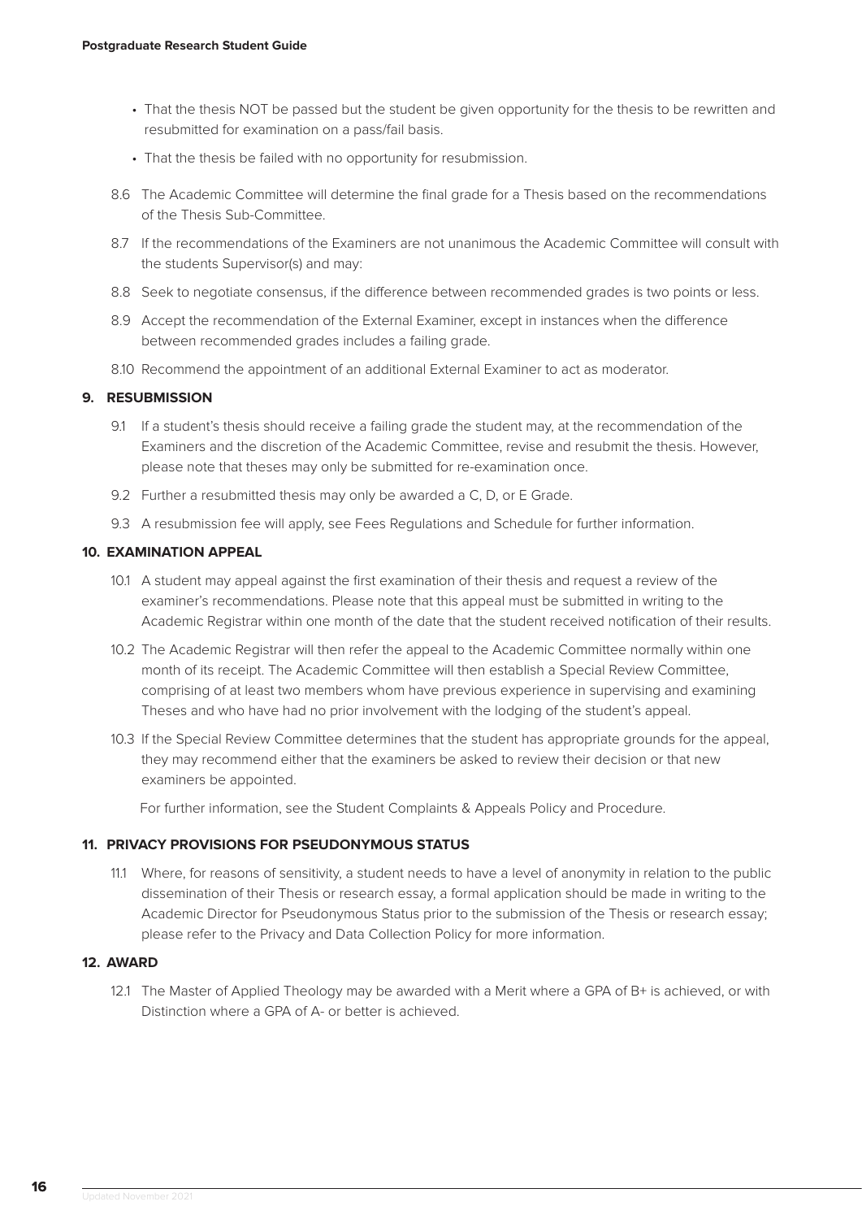- That the thesis NOT be passed but the student be given opportunity for the thesis to be rewritten and resubmitted for examination on a pass/fail basis.
- That the thesis be failed with no opportunity for resubmission.

8.6 The Academic Committee will determine the final grade for a Thesis based on the recommendations of the Thesis Sub-Committee.

8.7 If the recommendations of the Examiners are not unanimous the Academic Committee will consult with the students Supervisor(s) and may:

8.8 Seek to negotiate consensus, if the difference between recommended grades is two points or less.

8.9 Accept the recommendation of the External Examiner, except in instances when the difference between recommended grades includes a failing grade.

8.10 Recommend the appointment of an additional External Examiner to act as moderator.

## 9. RESUBMISSION

9.1 If a student's thesis should receive a failing grade the student may, at the recommendation of the Examiners and the discretion of the Academic Committee, revise and resubmit the thesis. However, please note that theses may only be submitted for re-examination once.

9.2 Further a resubmitted thesis may only be awarded a C, D, or E Grade.

9.3 A resubmission fee will apply, see Fees Regulations and Schedule for further information.

## 10. EXAMINATION APPEAL

10.1 A student may appeal against the first examination of their thesis and request a review of the examiner's recommendations. Please note that this appeal must be submitted in writing to the Academic Registrar within one month of the date that the student received notification of their results.

10.2 The Academic Registrar will then refer the appeal to the Academic Committee normally within one month of its receipt. The Academic Committee will then establish a Special Review Committee, comprising of at least two members whom have previous experience in supervising and examining Theses and who have had no prior involvement with the lodging of the student's appeal.

10.3 If the Special Review Committee determines that the student has appropriate grounds for the appeal, they may recommend either that the examiners be asked to review their decision or that new examiners be appointed.

For further information, see the Student Complaints & Appeals Policy and Procedure.

## 11. PRIVACY PROVISIONS FOR PSEUDONYMOUS STATUS

11.1 Where, for reasons of sensitivity, a student needs to have a level of anonymity in relation to the public dissemination of their Thesis or research essay, a formal application should be made in writing to the Academic Director for Pseudonymous Status prior to the submission of the Thesis or research essay; please refer to the Privacy and Data Collection Policy for more information.

## 12. AWARD

12.1 The Master of Applied Theology may be awarded with a Merit where a GPA of B+ is achieved, or with Distinction where a GPA of A- or better is achieved.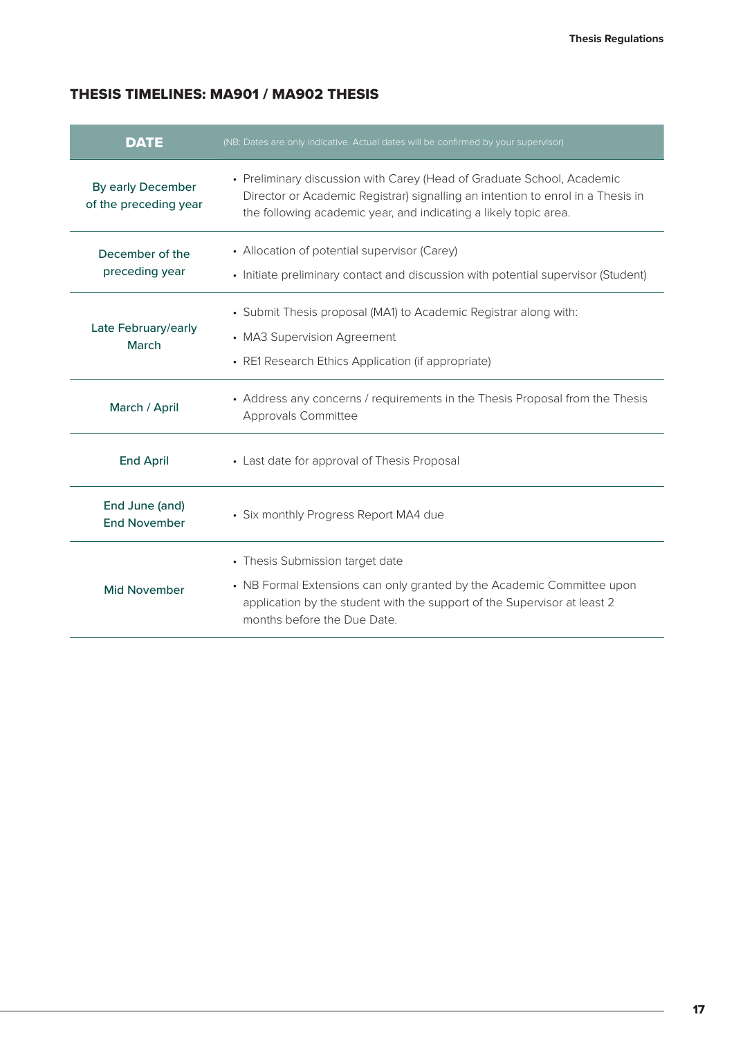## THESIS TIMELINES: MA901 / MA902 THESIS

| DATE | (NB: Dates are only indicative. Actual dates will be confirmed by your supervisor) |
|---|---|
| By early December of the preceding year | • Preliminary discussion with Carey (Head of Graduate School, Academic Director or Academic Registrar) signalling an intention to enrol in a Thesis in the following academic year, and indicating a likely topic area. |
| December of the preceding year | • Allocation of potential supervisor (Carey)<br>• Initiate preliminary contact and discussion with potential supervisor (Student) |
| Late February/early March | • Submit Thesis proposal (MA1) to Academic Registrar along with:<br>• MA3 Supervision Agreement<br>• RE1 Research Ethics Application (if appropriate) |
| March / April | • Address any concerns / requirements in the Thesis Proposal from the Thesis Approvals Committee |
| End April | • Last date for approval of Thesis Proposal |
| End June (and) End November | • Six monthly Progress Report MA4 due |
| Mid November | • Thesis Submission target date<br>• NB Formal Extensions can only granted by the Academic Committee upon application by the student with the support of the Supervisor at least 2 months before the Due Date. |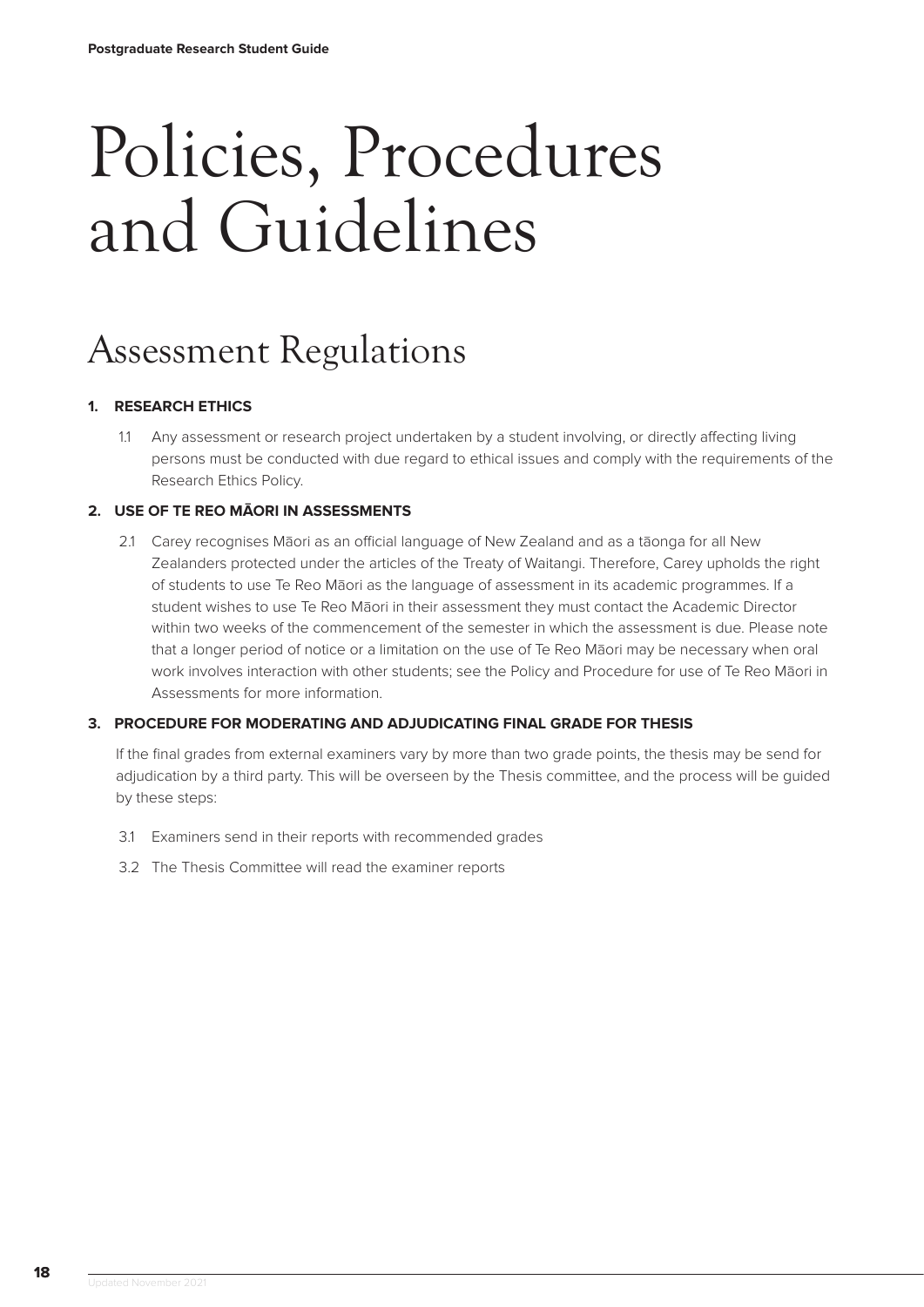# Policies, Procedures and Guidelines

## Assessment Regulations

**1. RESEARCH ETHICS**

1.1 Any assessment or research project undertaken by a student involving, or directly affecting living persons must be conducted with due regard to ethical issues and comply with the requirements of the Research Ethics Policy.

**2. USE OF TE REO MĀORI IN ASSESSMENTS**

2.1 Carey recognises Māori as an official language of New Zealand and as a tāonga for all New Zealanders protected under the articles of the Treaty of Waitangi. Therefore, Carey upholds the right of students to use Te Reo Māori as the language of assessment in its academic programmes. If a student wishes to use Te Reo Māori in their assessment they must contact the Academic Director within two weeks of the commencement of the semester in which the assessment is due. Please note that a longer period of notice or a limitation on the use of Te Reo Māori may be necessary when oral work involves interaction with other students; see the Policy and Procedure for use of Te Reo Māori in Assessments for more information.

**3. PROCEDURE FOR MODERATING AND ADJUDICATING FINAL GRADE FOR THESIS**

If the final grades from external examiners vary by more than two grade points, the thesis may be send for adjudication by a third party. This will be overseen by the Thesis committee, and the process will be guided by these steps:

3.1 Examiners send in their reports with recommended grades

3.2 The Thesis Committee will read the examiner reports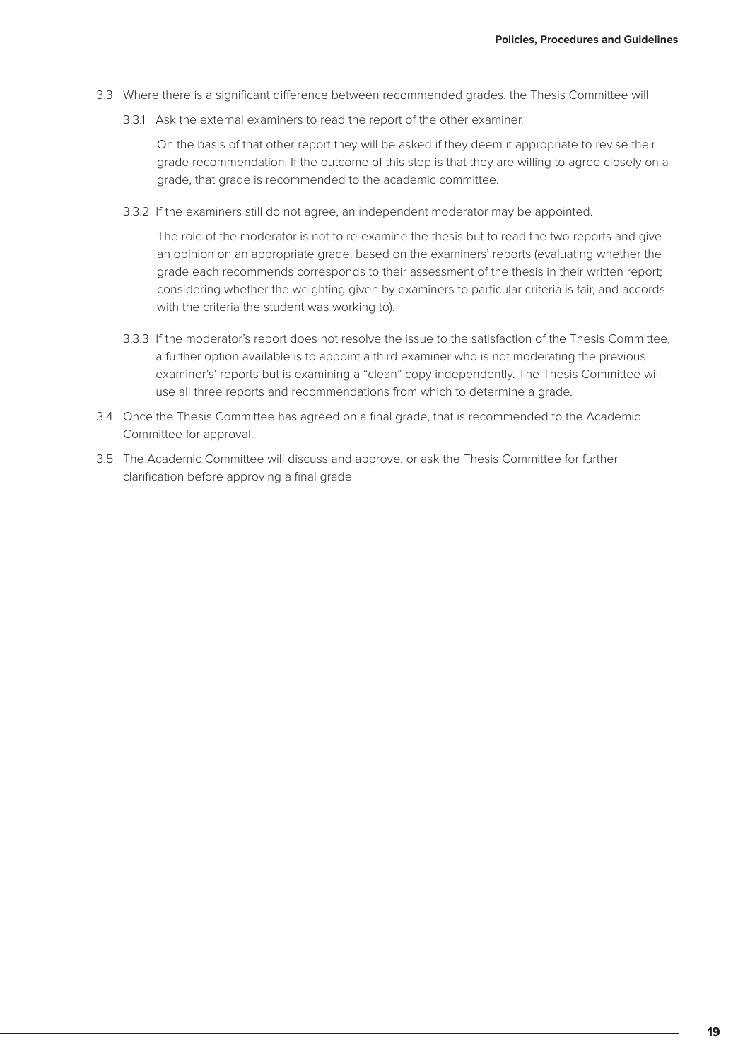3.3 Where there is a significant difference between recommended grades, the Thesis Committee will

3.3.1 Ask the external examiners to read the report of the other examiner.

On the basis of that other report they will be asked if they deem it appropriate to revise their grade recommendation. If the outcome of this step is that they are willing to agree closely on a grade, that grade is recommended to the academic committee.

3.3.2 If the examiners still do not agree, an independent moderator may be appointed.

The role of the moderator is not to re-examine the thesis but to read the two reports and give an opinion on an appropriate grade, based on the examiners' reports (evaluating whether the grade each recommends corresponds to their assessment of the thesis in their written report; considering whether the weighting given by examiners to particular criteria is fair, and accords with the criteria the student was working to).

3.3.3 If the moderator's report does not resolve the issue to the satisfaction of the Thesis Committee, a further option available is to appoint a third examiner who is not moderating the previous examiner's' reports but is examining a "clean" copy independently. The Thesis Committee will use all three reports and recommendations from which to determine a grade.

3.4 Once the Thesis Committee has agreed on a final grade, that is recommended to the Academic Committee for approval.

3.5 The Academic Committee will discuss and approve, or ask the Thesis Committee for further clarification before approving a final grade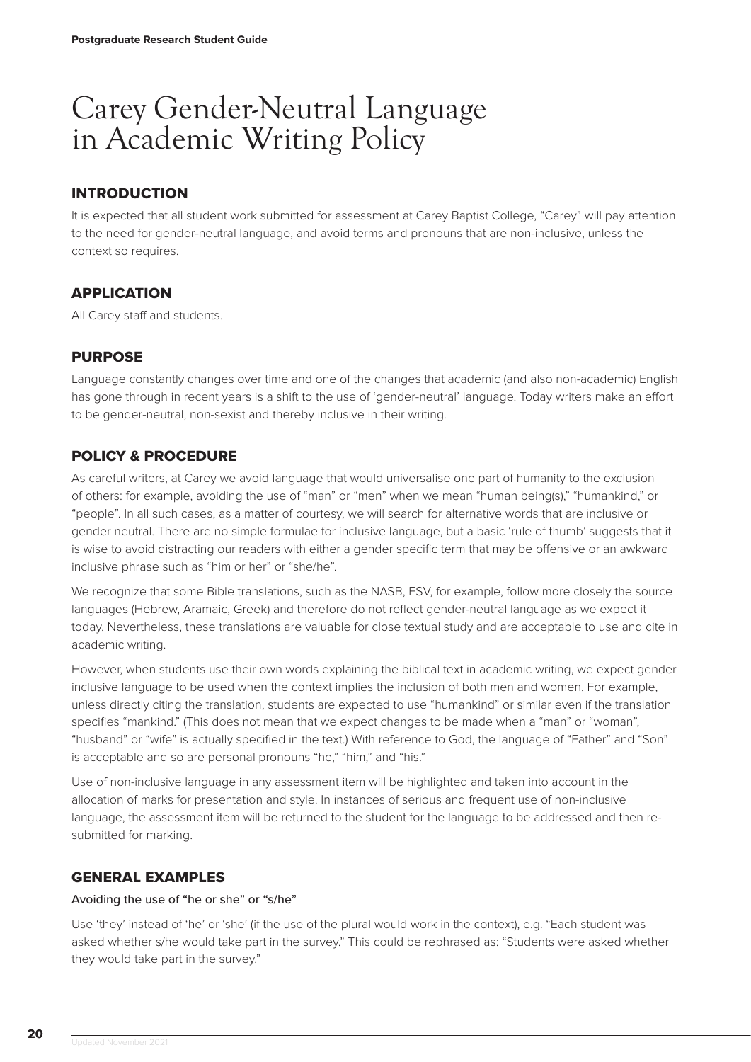# Carey Gender-Neutral Language in Academic Writing Policy

## INTRODUCTION

It is expected that all student work submitted for assessment at Carey Baptist College, "Carey" will pay attention to the need for gender-neutral language, and avoid terms and pronouns that are non-inclusive, unless the context so requires.

## APPLICATION

All Carey staff and students.

## PURPOSE

Language constantly changes over time and one of the changes that academic (and also non-academic) English has gone through in recent years is a shift to the use of 'gender-neutral' language. Today writers make an effort to be gender-neutral, non-sexist and thereby inclusive in their writing.

## POLICY & PROCEDURE

As careful writers, at Carey we avoid language that would universalise one part of humanity to the exclusion of others: for example, avoiding the use of "man" or "men" when we mean "human being(s)," "humankind," or "people". In all such cases, as a matter of courtesy, we will search for alternative words that are inclusive or gender neutral. There are no simple formulae for inclusive language, but a basic 'rule of thumb' suggests that it is wise to avoid distracting our readers with either a gender specific term that may be offensive or an awkward inclusive phrase such as "him or her" or "she/he".

We recognize that some Bible translations, such as the NASB, ESV, for example, follow more closely the source languages (Hebrew, Aramaic, Greek) and therefore do not reflect gender-neutral language as we expect it today. Nevertheless, these translations are valuable for close textual study and are acceptable to use and cite in academic writing.

However, when students use their own words explaining the biblical text in academic writing, we expect gender inclusive language to be used when the context implies the inclusion of both men and women. For example, unless directly citing the translation, students are expected to use "humankind" or similar even if the translation specifies "mankind." (This does not mean that we expect changes to be made when a "man" or "woman", "husband" or "wife" is actually specified in the text.) With reference to God, the language of "Father" and "Son" is acceptable and so are personal pronouns "he," "him," and "his."

Use of non-inclusive language in any assessment item will be highlighted and taken into account in the allocation of marks for presentation and style. In instances of serious and frequent use of non-inclusive language, the assessment item will be returned to the student for the language to be addressed and then re-submitted for marking.

## GENERAL EXAMPLES

### Avoiding the use of "he or she" or "s/he"

Use 'they' instead of 'he' or 'she' (if the use of the plural would work in the context), e.g. "Each student was asked whether s/he would take part in the survey." This could be rephrased as: "Students were asked whether they would take part in the survey."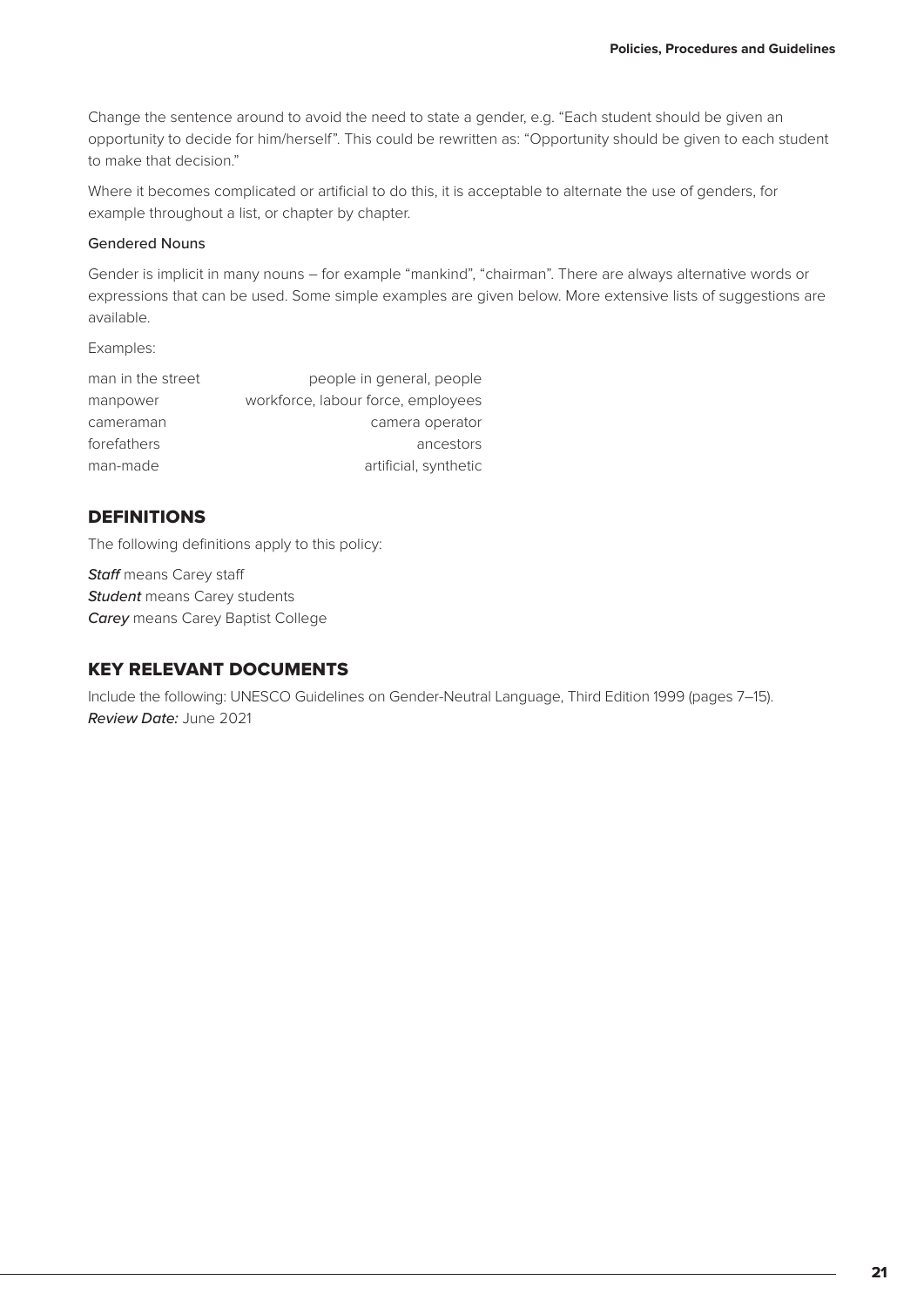Change the sentence around to avoid the need to state a gender, e.g. "Each student should be given an opportunity to decide for him/herself". This could be rewritten as: "Opportunity should be given to each student to make that decision."

Where it becomes complicated or artificial to do this, it is acceptable to alternate the use of genders, for example throughout a list, or chapter by chapter.

#### Gendered Nouns

Gender is implicit in many nouns – for example "mankind", "chairman". There are always alternative words or expressions that can be used. Some simple examples are given below. More extensive lists of suggestions are available.

Examples:

| | |
|---|---|
| man in the street | people in general, people |
| manpower | workforce, labour force, employees |
| cameraman | camera operator |
| forefathers | ancestors |
| man-made | artificial, synthetic |

## DEFINITIONS

The following definitions apply to this policy:

***Staff*** means Carey staff
***Student*** means Carey students
***Carey*** means Carey Baptist College

## KEY RELEVANT DOCUMENTS

Include the following: UNESCO Guidelines on Gender-Neutral Language, Third Edition 1999 (pages 7–15).
***Review Date:*** June 2021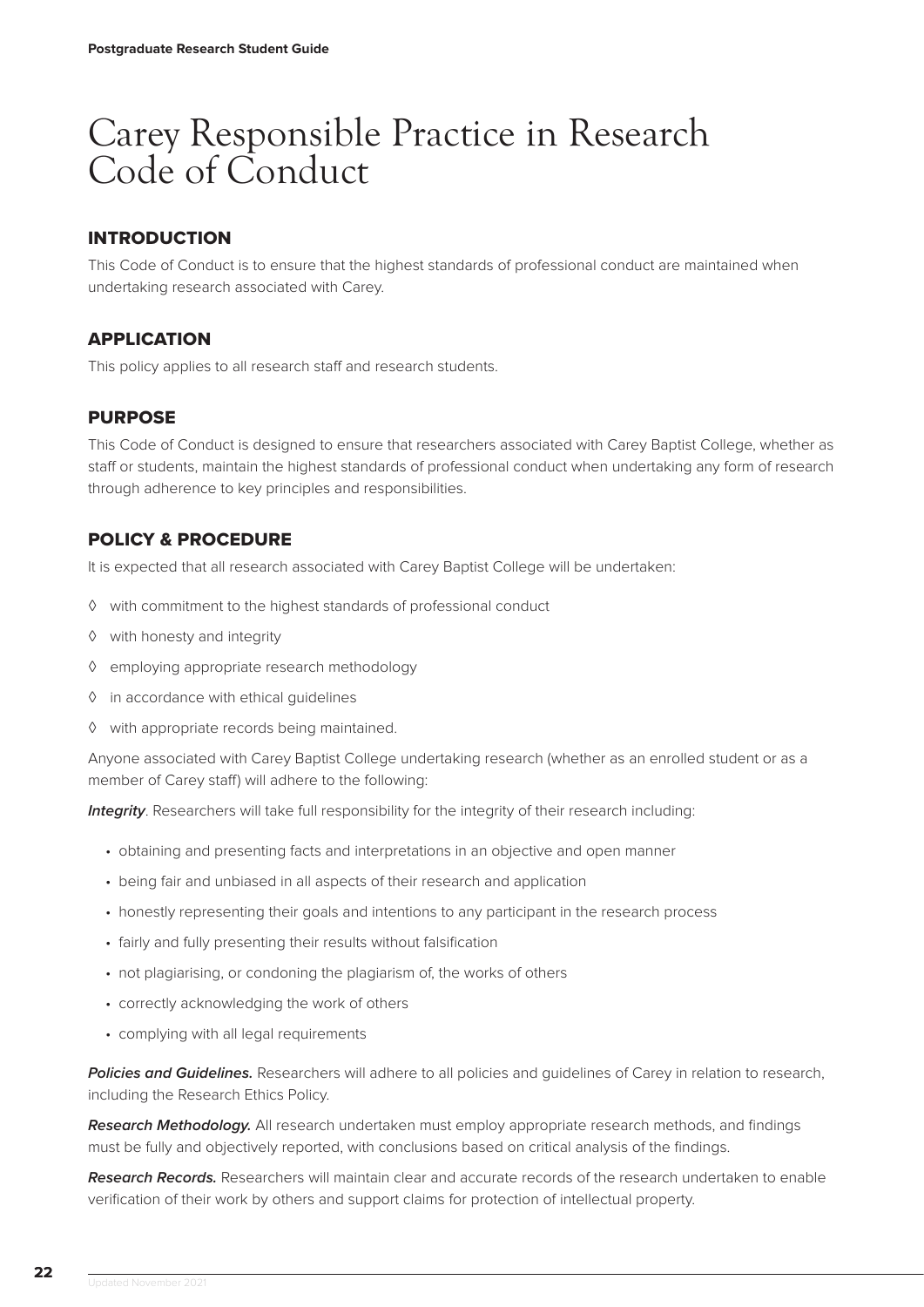# Carey Responsible Practice in Research Code of Conduct

## INTRODUCTION

This Code of Conduct is to ensure that the highest standards of professional conduct are maintained when undertaking research associated with Carey.

## APPLICATION

This policy applies to all research staff and research students.

## PURPOSE

This Code of Conduct is designed to ensure that researchers associated with Carey Baptist College, whether as staff or students, maintain the highest standards of professional conduct when undertaking any form of research through adherence to key principles and responsibilities.

## POLICY & PROCEDURE

It is expected that all research associated with Carey Baptist College will be undertaken:

- with commitment to the highest standards of professional conduct
- with honesty and integrity
- employing appropriate research methodology
- in accordance with ethical guidelines
- with appropriate records being maintained.

Anyone associated with Carey Baptist College undertaking research (whether as an enrolled student or as a member of Carey staff) will adhere to the following:

***Integrity***. Researchers will take full responsibility for the integrity of their research including:

- obtaining and presenting facts and interpretations in an objective and open manner
- being fair and unbiased in all aspects of their research and application
- honestly representing their goals and intentions to any participant in the research process
- fairly and fully presenting their results without falsification
- not plagiarising, or condoning the plagiarism of, the works of others
- correctly acknowledging the work of others
- complying with all legal requirements

***Policies and Guidelines.*** Researchers will adhere to all policies and guidelines of Carey in relation to research, including the Research Ethics Policy.

***Research Methodology.*** All research undertaken must employ appropriate research methods, and findings must be fully and objectively reported, with conclusions based on critical analysis of the findings.

***Research Records.*** Researchers will maintain clear and accurate records of the research undertaken to enable verification of their work by others and support claims for protection of intellectual property.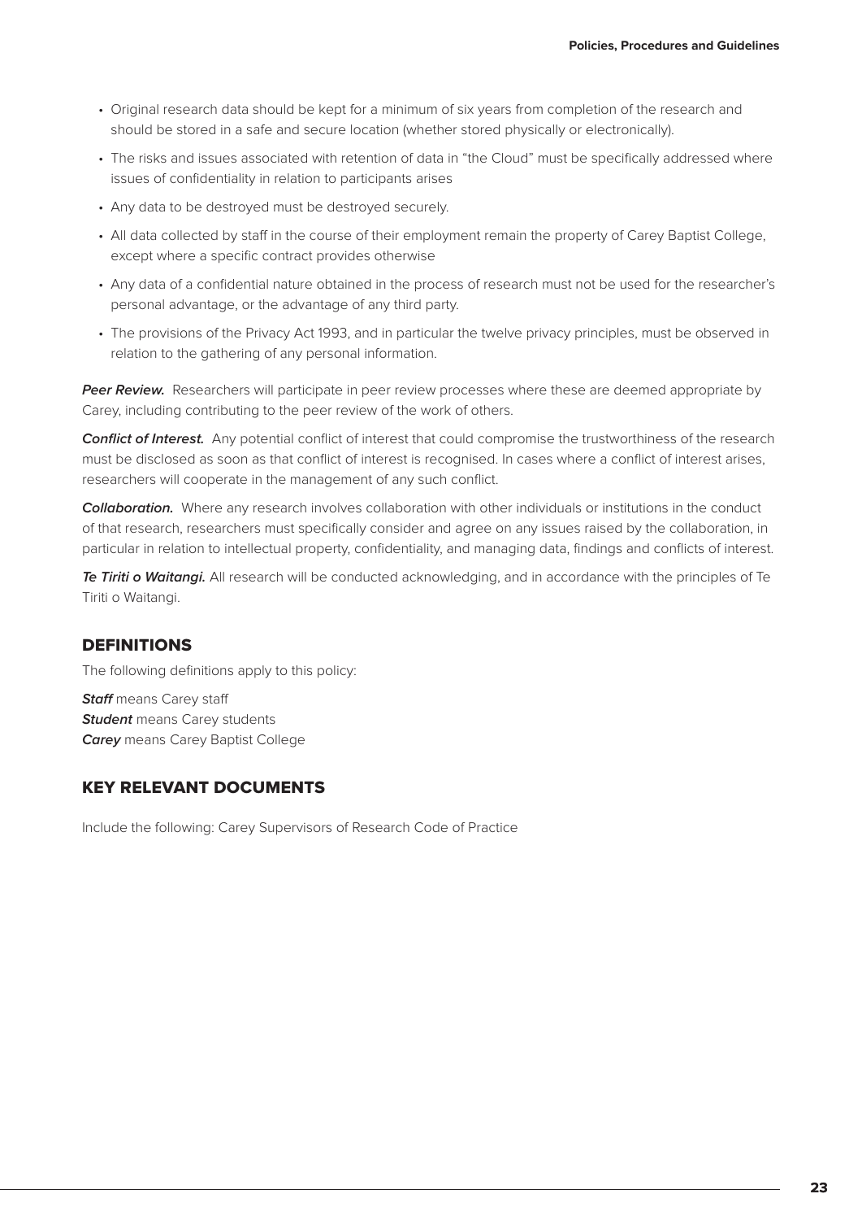- Original research data should be kept for a minimum of six years from completion of the research and should be stored in a safe and secure location (whether stored physically or electronically).
- The risks and issues associated with retention of data in "the Cloud" must be specifically addressed where issues of confidentiality in relation to participants arises
- Any data to be destroyed must be destroyed securely.
- All data collected by staff in the course of their employment remain the property of Carey Baptist College, except where a specific contract provides otherwise
- Any data of a confidential nature obtained in the process of research must not be used for the researcher's personal advantage, or the advantage of any third party.
- The provisions of the Privacy Act 1993, and in particular the twelve privacy principles, must be observed in relation to the gathering of any personal information.

***Peer Review.*** Researchers will participate in peer review processes where these are deemed appropriate by Carey, including contributing to the peer review of the work of others.

***Conflict of Interest.*** Any potential conflict of interest that could compromise the trustworthiness of the research must be disclosed as soon as that conflict of interest is recognised. In cases where a conflict of interest arises, researchers will cooperate in the management of any such conflict.

***Collaboration.*** Where any research involves collaboration with other individuals or institutions in the conduct of that research, researchers must specifically consider and agree on any issues raised by the collaboration, in particular in relation to intellectual property, confidentiality, and managing data, findings and conflicts of interest.

***Te Tiriti o Waitangi.*** All research will be conducted acknowledging, and in accordance with the principles of Te Tiriti o Waitangi.

## DEFINITIONS

The following definitions apply to this policy:

***Staff*** means Carey staff
***Student*** means Carey students
***Carey*** means Carey Baptist College

## KEY RELEVANT DOCUMENTS

Include the following: Carey Supervisors of Research Code of Practice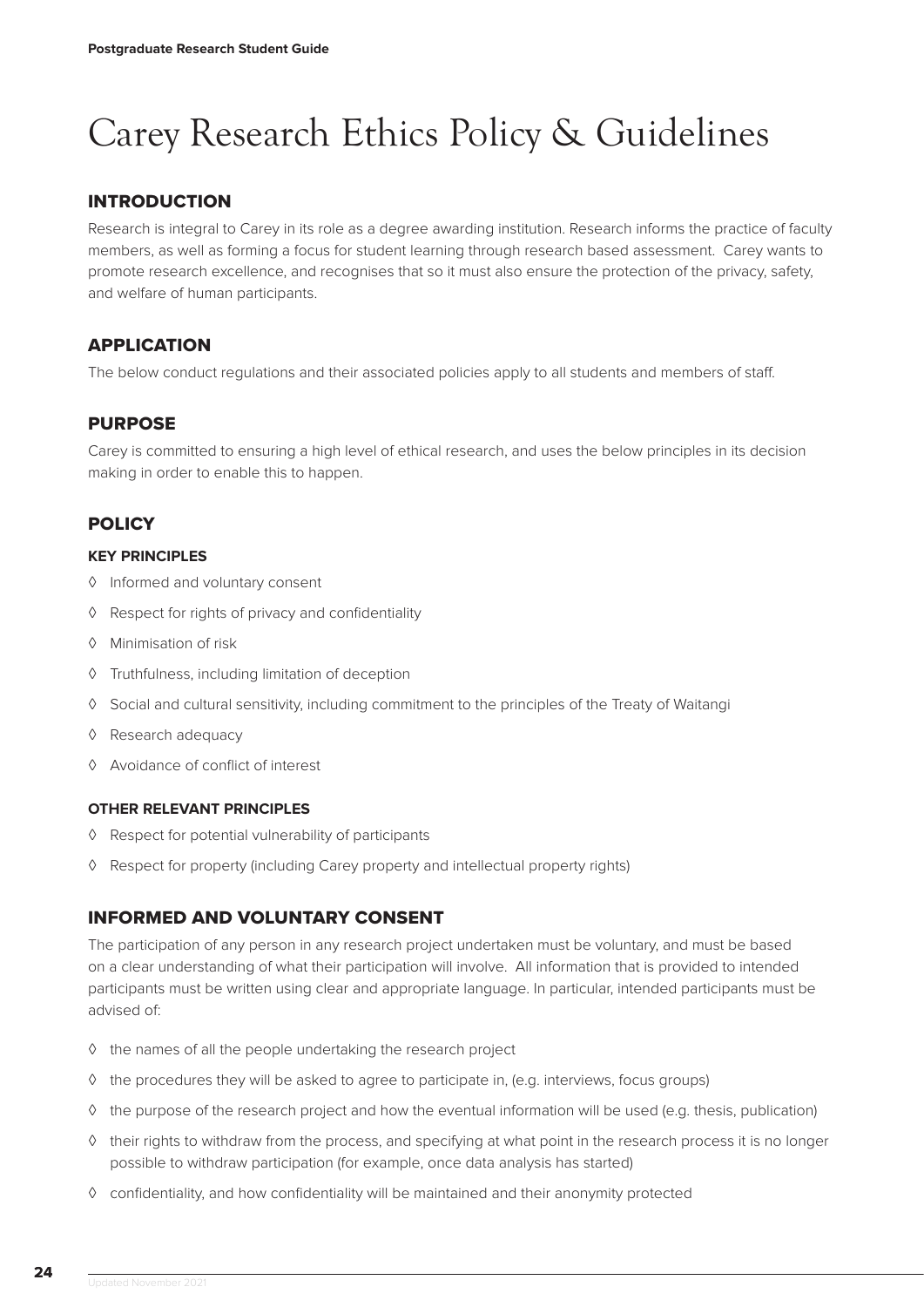# Carey Research Ethics Policy & Guidelines

## INTRODUCTION

Research is integral to Carey in its role as a degree awarding institution. Research informs the practice of faculty members, as well as forming a focus for student learning through research based assessment. Carey wants to promote research excellence, and recognises that so it must also ensure the protection of the privacy, safety, and welfare of human participants.

## APPLICATION

The below conduct regulations and their associated policies apply to all students and members of staff.

## PURPOSE

Carey is committed to ensuring a high level of ethical research, and uses the below principles in its decision making in order to enable this to happen.

## POLICY

### KEY PRINCIPLES

- Informed and voluntary consent
- Respect for rights of privacy and confidentiality
- Minimisation of risk
- Truthfulness, including limitation of deception
- Social and cultural sensitivity, including commitment to the principles of the Treaty of Waitangi
- Research adequacy
- Avoidance of conflict of interest

### OTHER RELEVANT PRINCIPLES

- Respect for potential vulnerability of participants
- Respect for property (including Carey property and intellectual property rights)

## INFORMED AND VOLUNTARY CONSENT

The participation of any person in any research project undertaken must be voluntary, and must be based on a clear understanding of what their participation will involve. All information that is provided to intended participants must be written using clear and appropriate language. In particular, intended participants must be advised of:

- the names of all the people undertaking the research project
- the procedures they will be asked to agree to participate in, (e.g. interviews, focus groups)
- the purpose of the research project and how the eventual information will be used (e.g. thesis, publication)
- their rights to withdraw from the process, and specifying at what point in the research process it is no longer possible to withdraw participation (for example, once data analysis has started)
- confidentiality, and how confidentiality will be maintained and their anonymity protected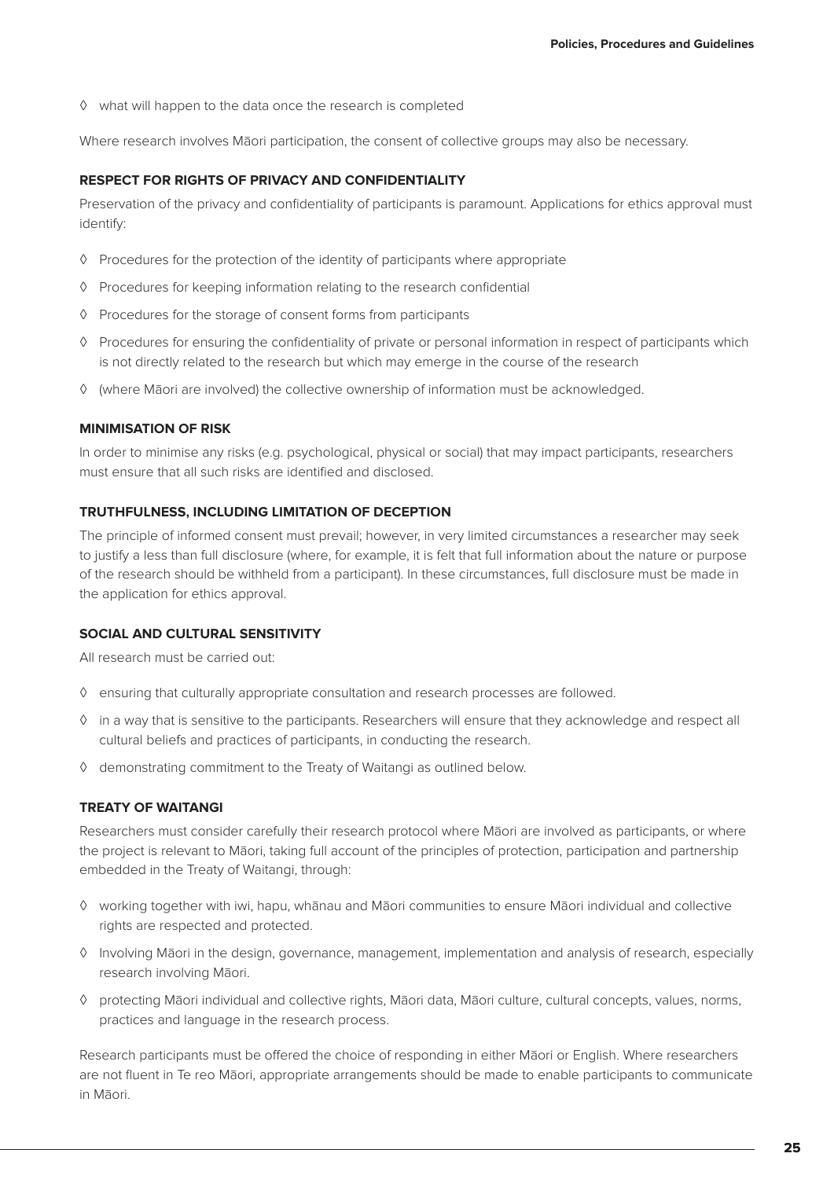- what will happen to the data once the research is completed

Where research involves Māori participation, the consent of collective groups may also be necessary.

**RESPECT FOR RIGHTS OF PRIVACY AND CONFIDENTIALITY**

Preservation of the privacy and confidentiality of participants is paramount. Applications for ethics approval must identify:

- Procedures for the protection of the identity of participants where appropriate
- Procedures for keeping information relating to the research confidential
- Procedures for the storage of consent forms from participants
- Procedures for ensuring the confidentiality of private or personal information in respect of participants which is not directly related to the research but which may emerge in the course of the research
- (where Māori are involved) the collective ownership of information must be acknowledged.

**MINIMISATION OF RISK**

In order to minimise any risks (e.g. psychological, physical or social) that may impact participants, researchers must ensure that all such risks are identified and disclosed.

**TRUTHFULNESS, INCLUDING LIMITATION OF DECEPTION**

The principle of informed consent must prevail; however, in very limited circumstances a researcher may seek to justify a less than full disclosure (where, for example, it is felt that full information about the nature or purpose of the research should be withheld from a participant). In these circumstances, full disclosure must be made in the application for ethics approval.

**SOCIAL AND CULTURAL SENSITIVITY**

All research must be carried out:

- ensuring that culturally appropriate consultation and research processes are followed.
- in a way that is sensitive to the participants. Researchers will ensure that they acknowledge and respect all cultural beliefs and practices of participants, in conducting the research.
- demonstrating commitment to the Treaty of Waitangi as outlined below.

**TREATY OF WAITANGI**

Researchers must consider carefully their research protocol where Māori are involved as participants, or where the project is relevant to Māori, taking full account of the principles of protection, participation and partnership embedded in the Treaty of Waitangi, through:

- working together with iwi, hapu, whānau and Māori communities to ensure Māori individual and collective rights are respected and protected.
- Involving Māori in the design, governance, management, implementation and analysis of research, especially research involving Māori.
- protecting Māori individual and collective rights, Māori data, Māori culture, cultural concepts, values, norms, practices and language in the research process.

Research participants must be offered the choice of responding in either Māori or English. Where researchers are not fluent in Te reo Māori, appropriate arrangements should be made to enable participants to communicate in Māori.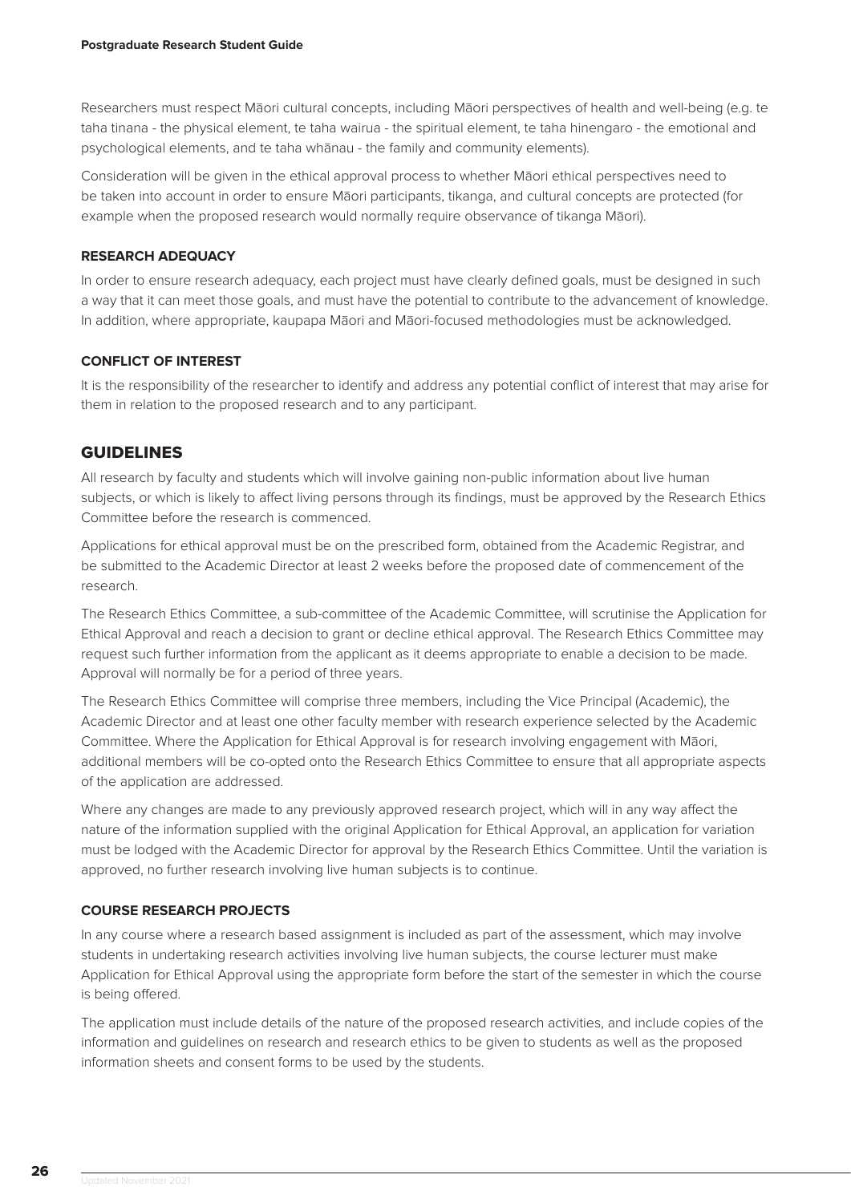Researchers must respect Māori cultural concepts, including Māori perspectives of health and well-being (e.g. te taha tinana - the physical element, te taha wairua - the spiritual element, te taha hinengaro - the emotional and psychological elements, and te taha whānau - the family and community elements).

Consideration will be given in the ethical approval process to whether Māori ethical perspectives need to be taken into account in order to ensure Māori participants, tikanga, and cultural concepts are protected (for example when the proposed research would normally require observance of tikanga Māori).

### RESEARCH ADEQUACY

In order to ensure research adequacy, each project must have clearly defined goals, must be designed in such a way that it can meet those goals, and must have the potential to contribute to the advancement of knowledge. In addition, where appropriate, kaupapa Māori and Māori-focused methodologies must be acknowledged.

### CONFLICT OF INTEREST

It is the responsibility of the researcher to identify and address any potential conflict of interest that may arise for them in relation to the proposed research and to any participant.

## GUIDELINES

All research by faculty and students which will involve gaining non-public information about live human subjects, or which is likely to affect living persons through its findings, must be approved by the Research Ethics Committee before the research is commenced.

Applications for ethical approval must be on the prescribed form, obtained from the Academic Registrar, and be submitted to the Academic Director at least 2 weeks before the proposed date of commencement of the research.

The Research Ethics Committee, a sub-committee of the Academic Committee, will scrutinise the Application for Ethical Approval and reach a decision to grant or decline ethical approval. The Research Ethics Committee may request such further information from the applicant as it deems appropriate to enable a decision to be made. Approval will normally be for a period of three years.

The Research Ethics Committee will comprise three members, including the Vice Principal (Academic), the Academic Director and at least one other faculty member with research experience selected by the Academic Committee. Where the Application for Ethical Approval is for research involving engagement with Māori, additional members will be co-opted onto the Research Ethics Committee to ensure that all appropriate aspects of the application are addressed.

Where any changes are made to any previously approved research project, which will in any way affect the nature of the information supplied with the original Application for Ethical Approval, an application for variation must be lodged with the Academic Director for approval by the Research Ethics Committee. Until the variation is approved, no further research involving live human subjects is to continue.

### COURSE RESEARCH PROJECTS

In any course where a research based assignment is included as part of the assessment, which may involve students in undertaking research activities involving live human subjects, the course lecturer must make Application for Ethical Approval using the appropriate form before the start of the semester in which the course is being offered.

The application must include details of the nature of the proposed research activities, and include copies of the information and guidelines on research and research ethics to be given to students as well as the proposed information sheets and consent forms to be used by the students.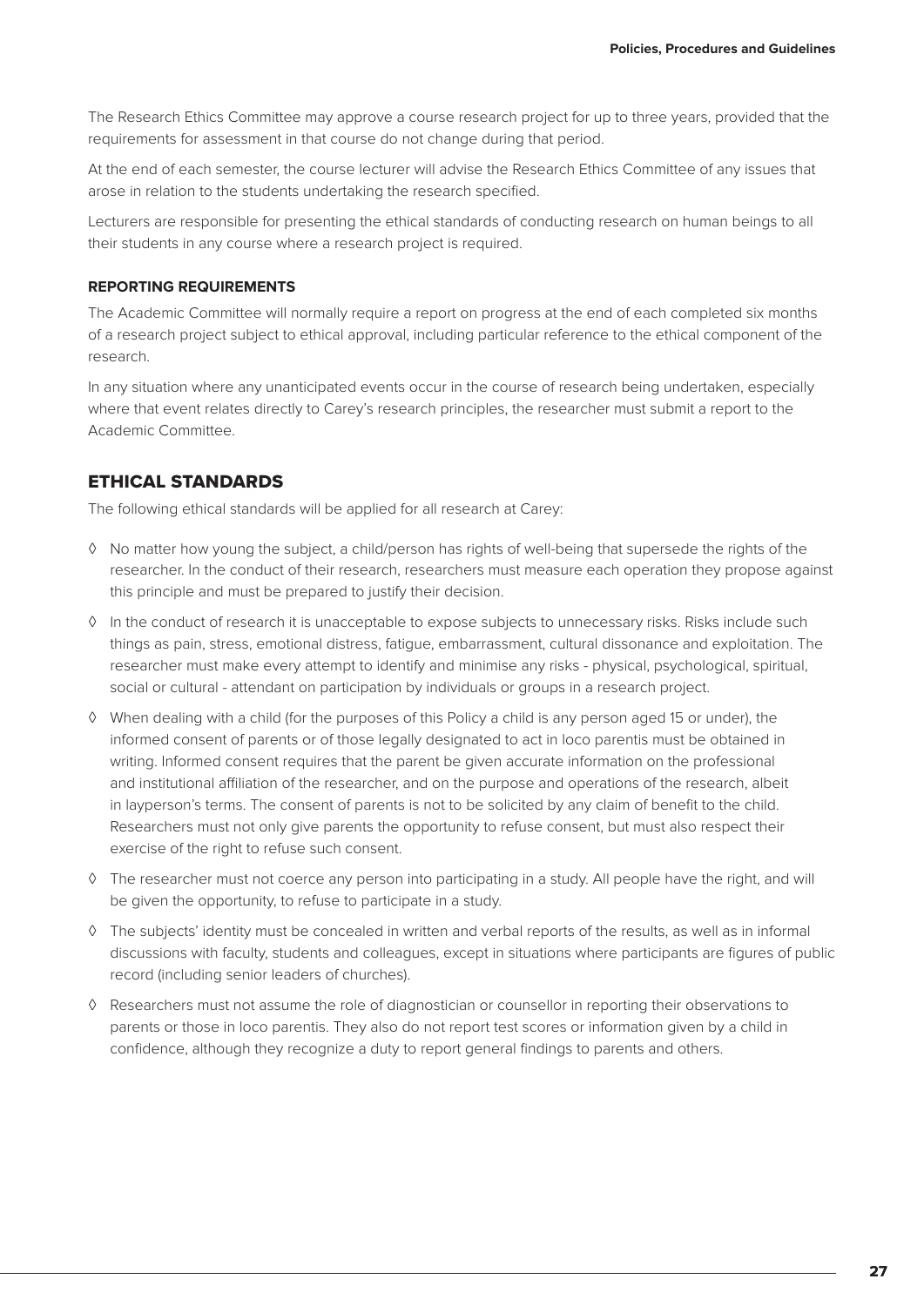The Research Ethics Committee may approve a course research project for up to three years, provided that the requirements for assessment in that course do not change during that period.

At the end of each semester, the course lecturer will advise the Research Ethics Committee of any issues that arose in relation to the students undertaking the research specified.

Lecturers are responsible for presenting the ethical standards of conducting research on human beings to all their students in any course where a research project is required.

### REPORTING REQUIREMENTS

The Academic Committee will normally require a report on progress at the end of each completed six months of a research project subject to ethical approval, including particular reference to the ethical component of the research.

In any situation where any unanticipated events occur in the course of research being undertaken, especially where that event relates directly to Carey's research principles, the researcher must submit a report to the Academic Committee.

## ETHICAL STANDARDS

The following ethical standards will be applied for all research at Carey:

- No matter how young the subject, a child/person has rights of well-being that supersede the rights of the researcher. In the conduct of their research, researchers must measure each operation they propose against this principle and must be prepared to justify their decision.
- In the conduct of research it is unacceptable to expose subjects to unnecessary risks. Risks include such things as pain, stress, emotional distress, fatigue, embarrassment, cultural dissonance and exploitation. The researcher must make every attempt to identify and minimise any risks - physical, psychological, spiritual, social or cultural - attendant on participation by individuals or groups in a research project.
- When dealing with a child (for the purposes of this Policy a child is any person aged 15 or under), the informed consent of parents or of those legally designated to act in loco parentis must be obtained in writing. Informed consent requires that the parent be given accurate information on the professional and institutional affiliation of the researcher, and on the purpose and operations of the research, albeit in layperson's terms. The consent of parents is not to be solicited by any claim of benefit to the child. Researchers must not only give parents the opportunity to refuse consent, but must also respect their exercise of the right to refuse such consent.
- The researcher must not coerce any person into participating in a study. All people have the right, and will be given the opportunity, to refuse to participate in a study.
- The subjects' identity must be concealed in written and verbal reports of the results, as well as in informal discussions with faculty, students and colleagues, except in situations where participants are figures of public record (including senior leaders of churches).
- Researchers must not assume the role of diagnostician or counsellor in reporting their observations to parents or those in loco parentis. They also do not report test scores or information given by a child in confidence, although they recognize a duty to report general findings to parents and others.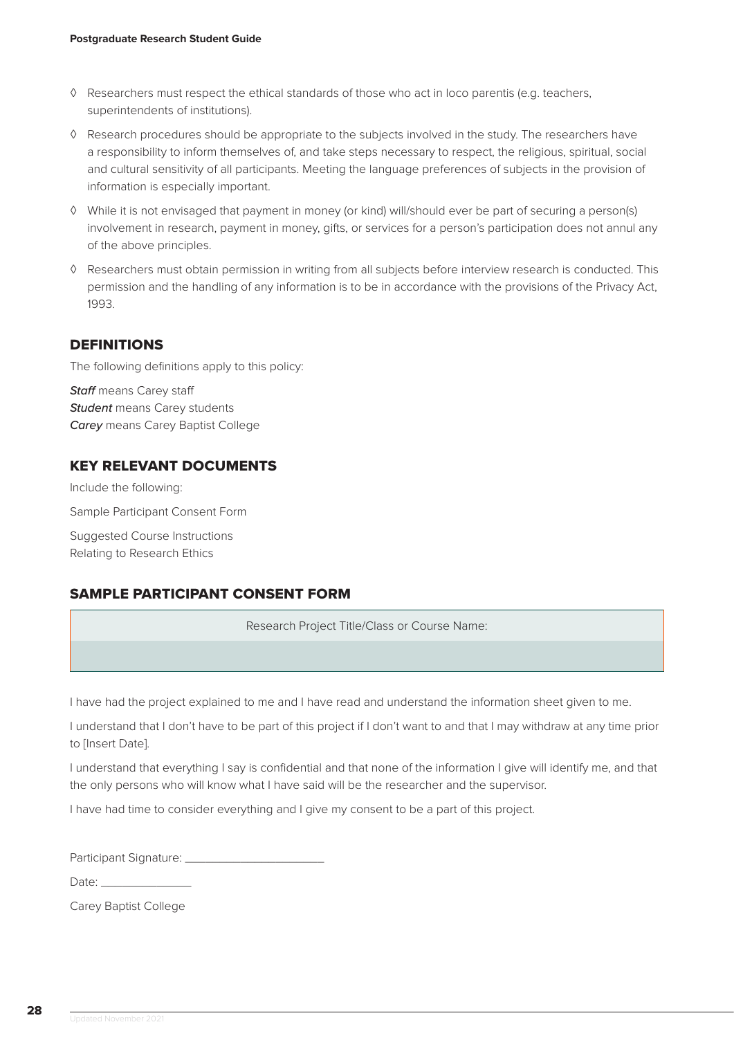- ◊ Researchers must respect the ethical standards of those who act in loco parentis (e.g. teachers, superintendents of institutions).
- ◊ Research procedures should be appropriate to the subjects involved in the study. The researchers have a responsibility to inform themselves of, and take steps necessary to respect, the religious, spiritual, social and cultural sensitivity of all participants. Meeting the language preferences of subjects in the provision of information is especially important.
- ◊ While it is not envisaged that payment in money (or kind) will/should ever be part of securing a person(s) involvement in research, payment in money, gifts, or services for a person's participation does not annul any of the above principles.
- ◊ Researchers must obtain permission in writing from all subjects before interview research is conducted. This permission and the handling of any information is to be in accordance with the provisions of the Privacy Act, 1993.

## DEFINITIONS

The following definitions apply to this policy:

***Staff*** means Carey staff
***Student*** means Carey students
***Carey*** means Carey Baptist College

## KEY RELEVANT DOCUMENTS

Include the following:

Sample Participant Consent Form

Suggested Course Instructions
Relating to Research Ethics

## SAMPLE PARTICIPANT CONSENT FORM

| Research Project Title/Class or Course Name: |
| --- |
| |

I have had the project explained to me and I have read and understand the information sheet given to me.

I understand that I don't have to be part of this project if I don't want to and that I may withdraw at any time prior to [Insert Date].

I understand that everything I say is confidential and that none of the information I give will identify me, and that the only persons who will know what I have said will be the researcher and the supervisor.

I have had time to consider everything and I give my consent to be a part of this project.

Participant Signature: ______________________

Date: _______________

Carey Baptist College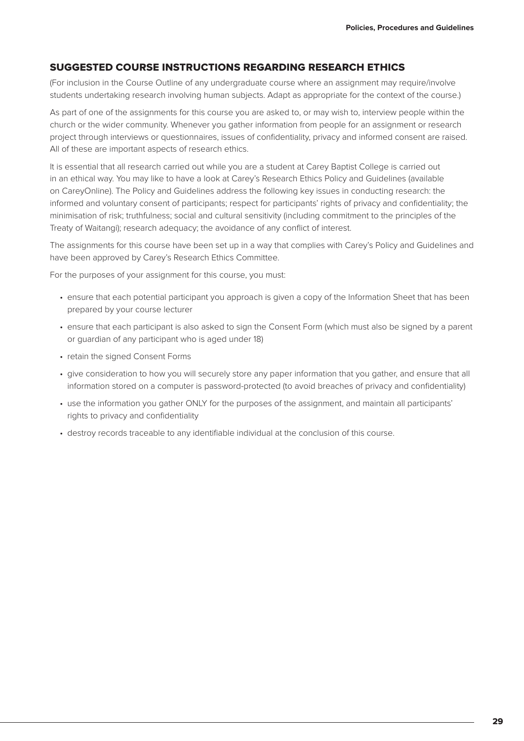## SUGGESTED COURSE INSTRUCTIONS REGARDING RESEARCH ETHICS

(For inclusion in the Course Outline of any undergraduate course where an assignment may require/involve students undertaking research involving human subjects. Adapt as appropriate for the context of the course.)

As part of one of the assignments for this course you are asked to, or may wish to, interview people within the church or the wider community. Whenever you gather information from people for an assignment or research project through interviews or questionnaires, issues of confidentiality, privacy and informed consent are raised. All of these are important aspects of research ethics.

It is essential that all research carried out while you are a student at Carey Baptist College is carried out in an ethical way. You may like to have a look at Carey's Research Ethics Policy and Guidelines (available on CareyOnline). The Policy and Guidelines address the following key issues in conducting research: the informed and voluntary consent of participants; respect for participants' rights of privacy and confidentiality; the minimisation of risk; truthfulness; social and cultural sensitivity (including commitment to the principles of the Treaty of Waitangi); research adequacy; the avoidance of any conflict of interest.

The assignments for this course have been set up in a way that complies with Carey's Policy and Guidelines and have been approved by Carey's Research Ethics Committee.

For the purposes of your assignment for this course, you must:

- ensure that each potential participant you approach is given a copy of the Information Sheet that has been prepared by your course lecturer
- ensure that each participant is also asked to sign the Consent Form (which must also be signed by a parent or guardian of any participant who is aged under 18)
- retain the signed Consent Forms
- give consideration to how you will securely store any paper information that you gather, and ensure that all information stored on a computer is password-protected (to avoid breaches of privacy and confidentiality)
- use the information you gather ONLY for the purposes of the assignment, and maintain all participants' rights to privacy and confidentiality
- destroy records traceable to any identifiable individual at the conclusion of this course.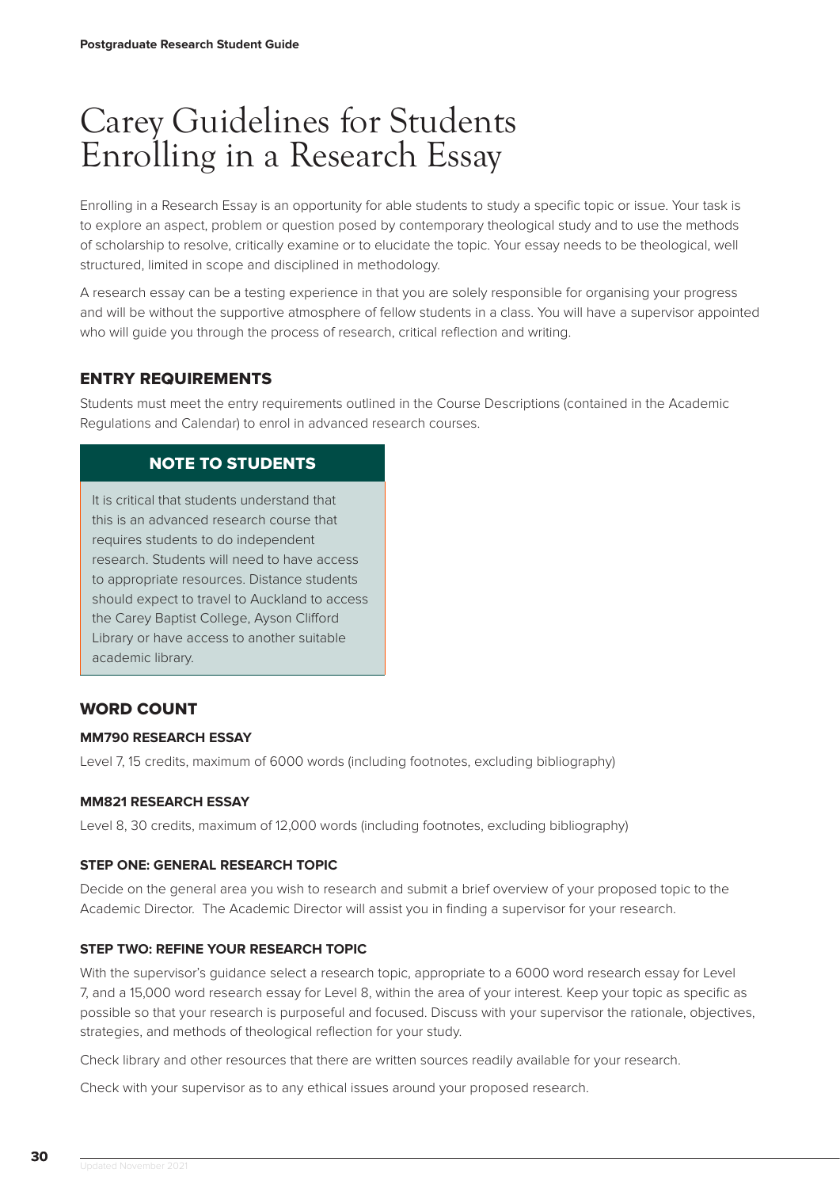# Carey Guidelines for Students Enrolling in a Research Essay

Enrolling in a Research Essay is an opportunity for able students to study a specific topic or issue. Your task is to explore an aspect, problem or question posed by contemporary theological study and to use the methods of scholarship to resolve, critically examine or to elucidate the topic. Your essay needs to be theological, well structured, limited in scope and disciplined in methodology.

A research essay can be a testing experience in that you are solely responsible for organising your progress and will be without the supportive atmosphere of fellow students in a class. You will have a supervisor appointed who will guide you through the process of research, critical reflection and writing.

## ENTRY REQUIREMENTS

Students must meet the entry requirements outlined in the Course Descriptions (contained in the Academic Regulations and Calendar) to enrol in advanced research courses.

> **NOTE TO STUDENTS**
>
> It is critical that students understand that this is an advanced research course that requires students to do independent research. Students will need to have access to appropriate resources. Distance students should expect to travel to Auckland to access the Carey Baptist College, Ayson Clifford Library or have access to another suitable academic library.

## WORD COUNT

### MM790 RESEARCH ESSAY

Level 7, 15 credits, maximum of 6000 words (including footnotes, excluding bibliography)

### MM821 RESEARCH ESSAY

Level 8, 30 credits, maximum of 12,000 words (including footnotes, excluding bibliography)

### STEP ONE: GENERAL RESEARCH TOPIC

Decide on the general area you wish to research and submit a brief overview of your proposed topic to the Academic Director. The Academic Director will assist you in finding a supervisor for your research.

### STEP TWO: REFINE YOUR RESEARCH TOPIC

With the supervisor's guidance select a research topic, appropriate to a 6000 word research essay for Level 7, and a 15,000 word research essay for Level 8, within the area of your interest. Keep your topic as specific as possible so that your research is purposeful and focused. Discuss with your supervisor the rationale, objectives, strategies, and methods of theological reflection for your study.

Check library and other resources that there are written sources readily available for your research.

Check with your supervisor as to any ethical issues around your proposed research.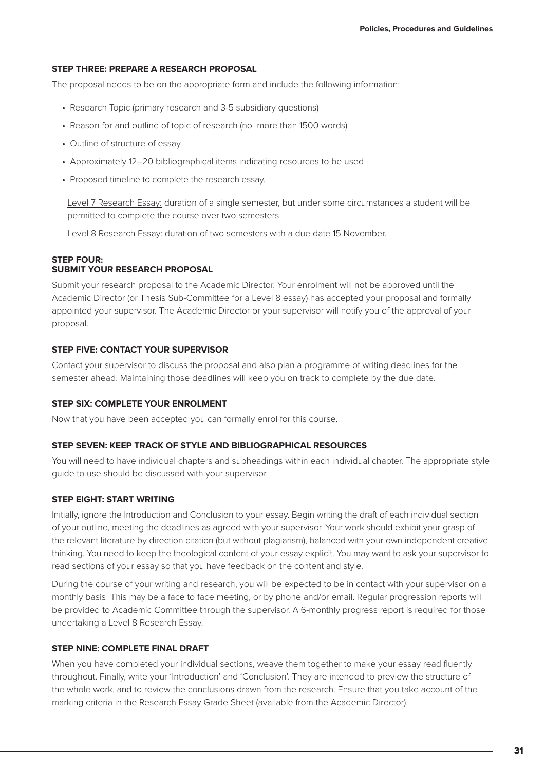### STEP THREE: PREPARE A RESEARCH PROPOSAL

The proposal needs to be on the appropriate form and include the following information:

- Research Topic (primary research and 3-5 subsidiary questions)
- Reason for and outline of topic of research (no more than 1500 words)
- Outline of structure of essay
- Approximately 12–20 bibliographical items indicating resources to be used
- Proposed timeline to complete the research essay.

Level 7 Research Essay: duration of a single semester, but under some circumstances a student will be permitted to complete the course over two semesters.

Level 8 Research Essay: duration of two semesters with a due date 15 November.

### STEP FOUR: SUBMIT YOUR RESEARCH PROPOSAL

Submit your research proposal to the Academic Director. Your enrolment will not be approved until the Academic Director (or Thesis Sub-Committee for a Level 8 essay) has accepted your proposal and formally appointed your supervisor. The Academic Director or your supervisor will notify you of the approval of your proposal.

### STEP FIVE: CONTACT YOUR SUPERVISOR

Contact your supervisor to discuss the proposal and also plan a programme of writing deadlines for the semester ahead. Maintaining those deadlines will keep you on track to complete by the due date.

### STEP SIX: COMPLETE YOUR ENROLMENT

Now that you have been accepted you can formally enrol for this course.

### STEP SEVEN: KEEP TRACK OF STYLE AND BIBLIOGRAPHICAL RESOURCES

You will need to have individual chapters and subheadings within each individual chapter. The appropriate style guide to use should be discussed with your supervisor.

### STEP EIGHT: START WRITING

Initially, ignore the Introduction and Conclusion to your essay. Begin writing the draft of each individual section of your outline, meeting the deadlines as agreed with your supervisor. Your work should exhibit your grasp of the relevant literature by direction citation (but without plagiarism), balanced with your own independent creative thinking. You need to keep the theological content of your essay explicit. You may want to ask your supervisor to read sections of your essay so that you have feedback on the content and style.

During the course of your writing and research, you will be expected to be in contact with your supervisor on a monthly basis This may be a face to face meeting, or by phone and/or email. Regular progression reports will be provided to Academic Committee through the supervisor. A 6-monthly progress report is required for those undertaking a Level 8 Research Essay.

### STEP NINE: COMPLETE FINAL DRAFT

When you have completed your individual sections, weave them together to make your essay read fluently throughout. Finally, write your 'Introduction' and 'Conclusion'. They are intended to preview the structure of the whole work, and to review the conclusions drawn from the research. Ensure that you take account of the marking criteria in the Research Essay Grade Sheet (available from the Academic Director).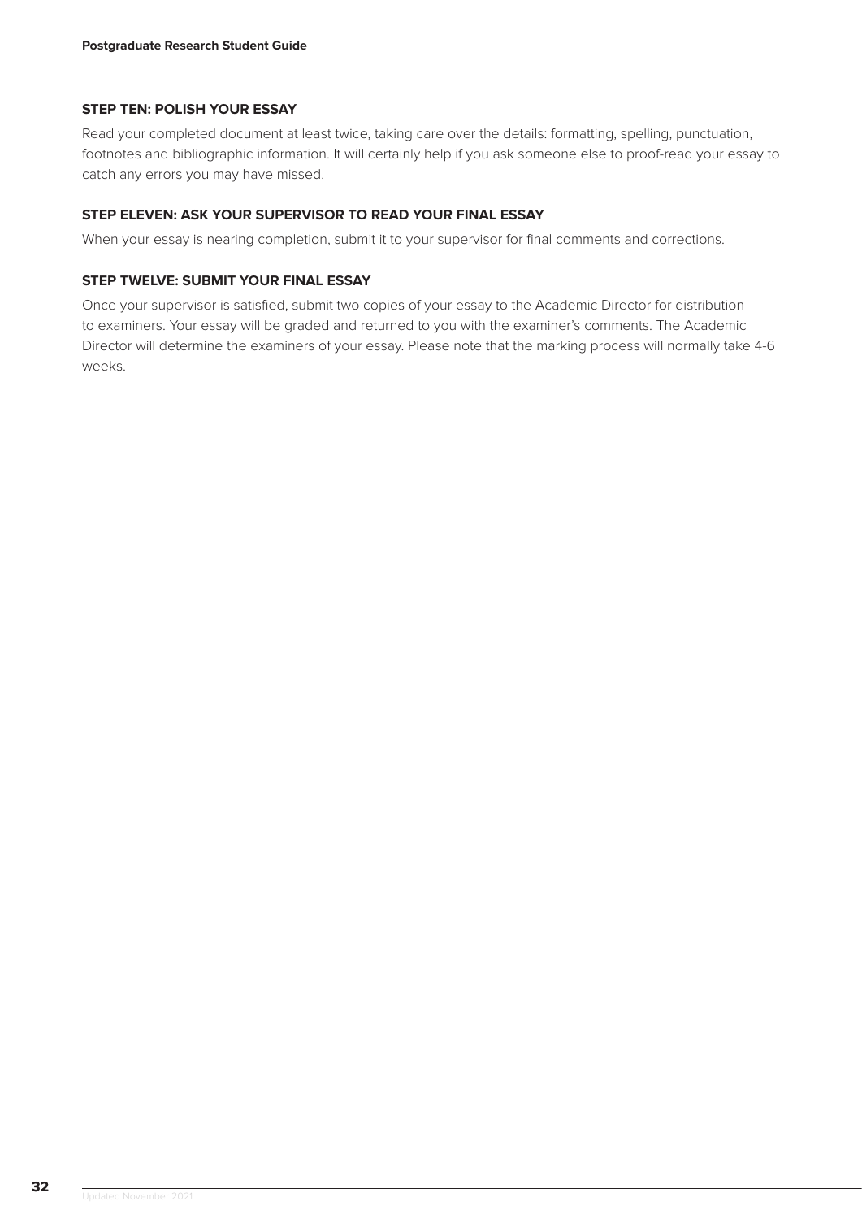### STEP TEN: POLISH YOUR ESSAY

Read your completed document at least twice, taking care over the details: formatting, spelling, punctuation, footnotes and bibliographic information. It will certainly help if you ask someone else to proof-read your essay to catch any errors you may have missed.

### STEP ELEVEN: ASK YOUR SUPERVISOR TO READ YOUR FINAL ESSAY

When your essay is nearing completion, submit it to your supervisor for final comments and corrections.

### STEP TWELVE: SUBMIT YOUR FINAL ESSAY

Once your supervisor is satisfied, submit two copies of your essay to the Academic Director for distribution to examiners. Your essay will be graded and returned to you with the examiner's comments. The Academic Director will determine the examiners of your essay. Please note that the marking process will normally take 4-6 weeks.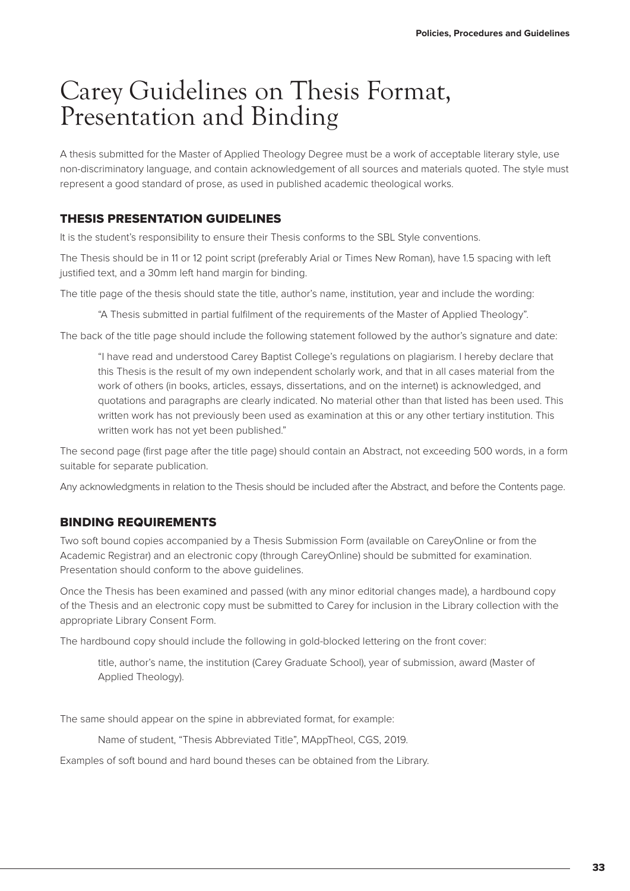# Carey Guidelines on Thesis Format, Presentation and Binding

A thesis submitted for the Master of Applied Theology Degree must be a work of acceptable literary style, use non-discriminatory language, and contain acknowledgement of all sources and materials quoted. The style must represent a good standard of prose, as used in published academic theological works.

## THESIS PRESENTATION GUIDELINES

It is the student's responsibility to ensure their Thesis conforms to the SBL Style conventions.

The Thesis should be in 11 or 12 point script (preferably Arial or Times New Roman), have 1.5 spacing with left justified text, and a 30mm left hand margin for binding.

The title page of the thesis should state the title, author's name, institution, year and include the wording:

> "A Thesis submitted in partial fulfilment of the requirements of the Master of Applied Theology".

The back of the title page should include the following statement followed by the author's signature and date:

> "I have read and understood Carey Baptist College's regulations on plagiarism. I hereby declare that this Thesis is the result of my own independent scholarly work, and that in all cases material from the work of others (in books, articles, essays, dissertations, and on the internet) is acknowledged, and quotations and paragraphs are clearly indicated. No material other than that listed has been used. This written work has not previously been used as examination at this or any other tertiary institution. This written work has not yet been published."

The second page (first page after the title page) should contain an Abstract, not exceeding 500 words, in a form suitable for separate publication.

Any acknowledgments in relation to the Thesis should be included after the Abstract, and before the Contents page.

## BINDING REQUIREMENTS

Two soft bound copies accompanied by a Thesis Submission Form (available on CareyOnline or from the Academic Registrar) and an electronic copy (through CareyOnline) should be submitted for examination. Presentation should conform to the above guidelines.

Once the Thesis has been examined and passed (with any minor editorial changes made), a hardbound copy of the Thesis and an electronic copy must be submitted to Carey for inclusion in the Library collection with the appropriate Library Consent Form.

The hardbound copy should include the following in gold-blocked lettering on the front cover:

> title, author's name, the institution (Carey Graduate School), year of submission, award (Master of Applied Theology).

The same should appear on the spine in abbreviated format, for example:

> Name of student, "Thesis Abbreviated Title", MAppTheol, CGS, 2019.

Examples of soft bound and hard bound theses can be obtained from the Library.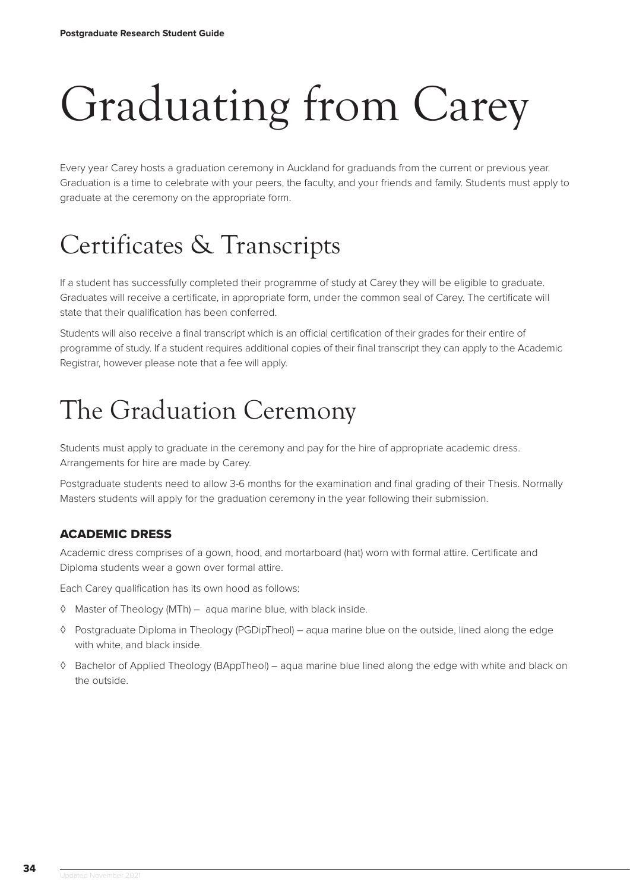# Graduating from Carey

Every year Carey hosts a graduation ceremony in Auckland for graduands from the current or previous year. Graduation is a time to celebrate with your peers, the faculty, and your friends and family. Students must apply to graduate at the ceremony on the appropriate form.

# Certificates & Transcripts

If a student has successfully completed their programme of study at Carey they will be eligible to graduate. Graduates will receive a certificate, in appropriate form, under the common seal of Carey. The certificate will state that their qualification has been conferred.

Students will also receive a final transcript which is an official certification of their grades for their entire of programme of study. If a student requires additional copies of their final transcript they can apply to the Academic Registrar, however please note that a fee will apply.

# The Graduation Ceremony

Students must apply to graduate in the ceremony and pay for the hire of appropriate academic dress. Arrangements for hire are made by Carey.

Postgraduate students need to allow 3-6 months for the examination and final grading of their Thesis. Normally Masters students will apply for the graduation ceremony in the year following their submission.

### ACADEMIC DRESS

Academic dress comprises of a gown, hood, and mortarboard (hat) worn with formal attire. Certificate and Diploma students wear a gown over formal attire.

Each Carey qualification has its own hood as follows:

- Master of Theology (MTh) – aqua marine blue, with black inside.
- Postgraduate Diploma in Theology (PGDipTheol) – aqua marine blue on the outside, lined along the edge with white, and black inside.
- Bachelor of Applied Theology (BAppTheol) – aqua marine blue lined along the edge with white and black on the outside.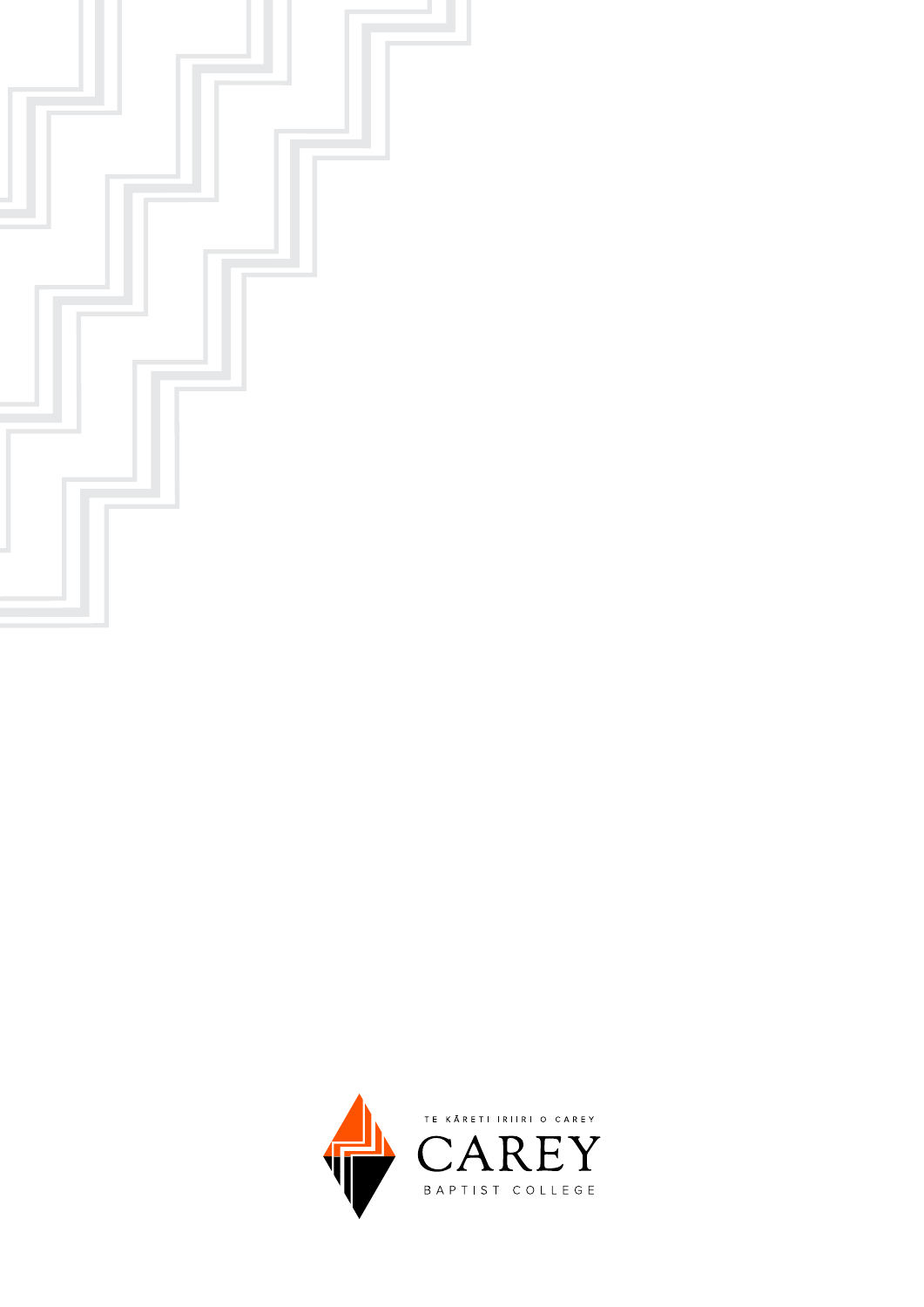TE KĀRETI IRIIRI O CAREY

CAREY

BAPTIST COLLEGE